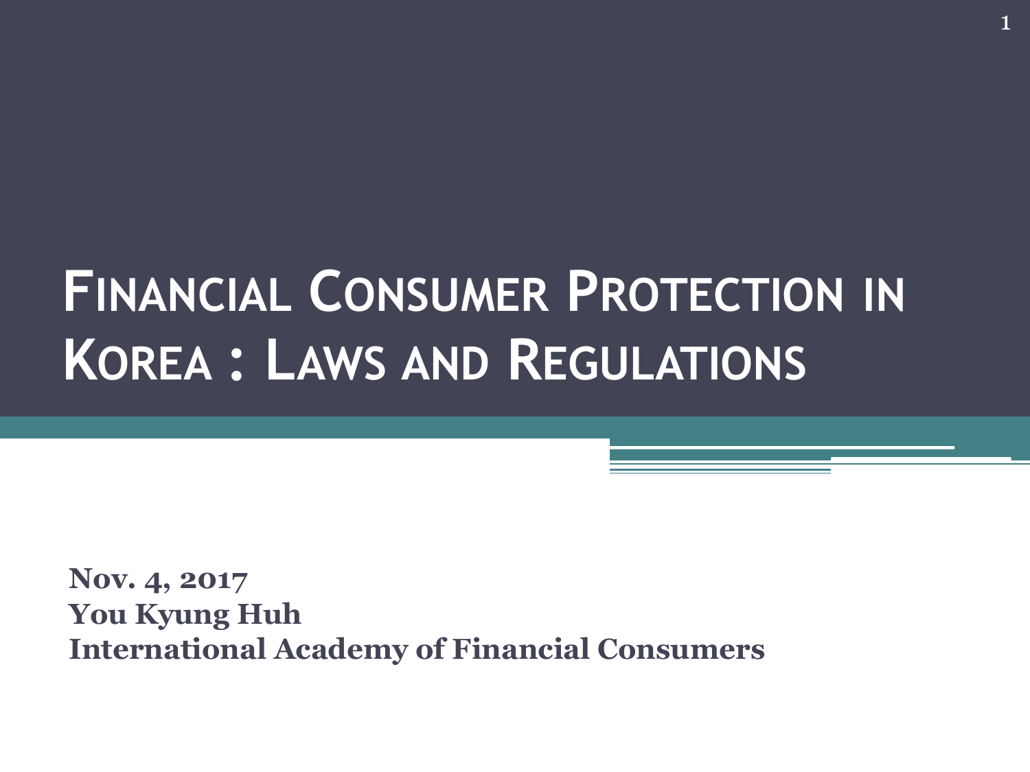# Financial Consumer Protection in Korea : Laws and Regulations

**Nov. 4, 2017**
**You Kyung Huh**
**International Academy of Financial Consumers**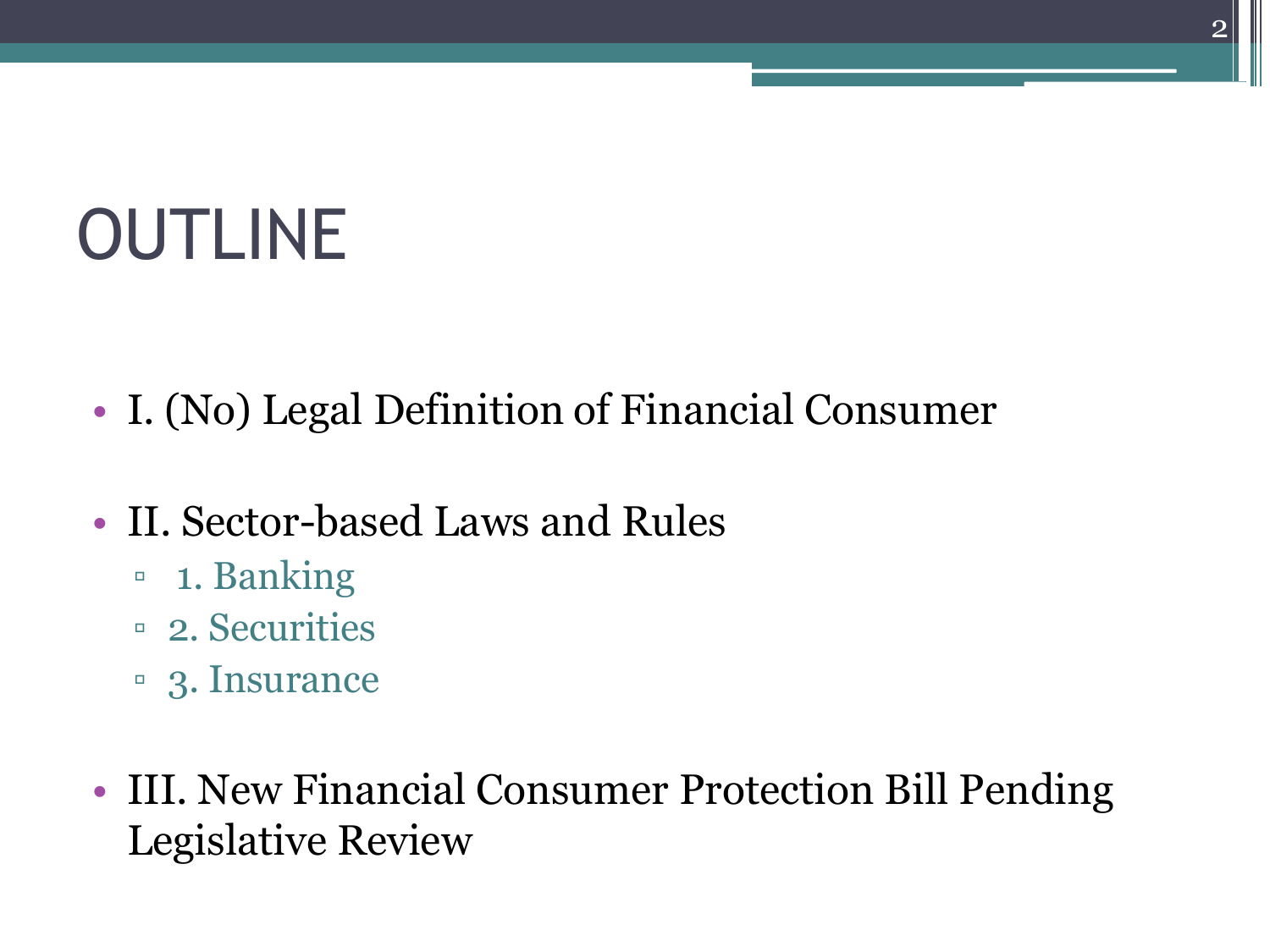# OUTLINE

- I. (No) Legal Definition of Financial Consumer
- II. Sector-based Laws and Rules
  - 1. Banking
  - 2. Securities
  - 3. Insurance
- III. New Financial Consumer Protection Bill Pending Legislative Review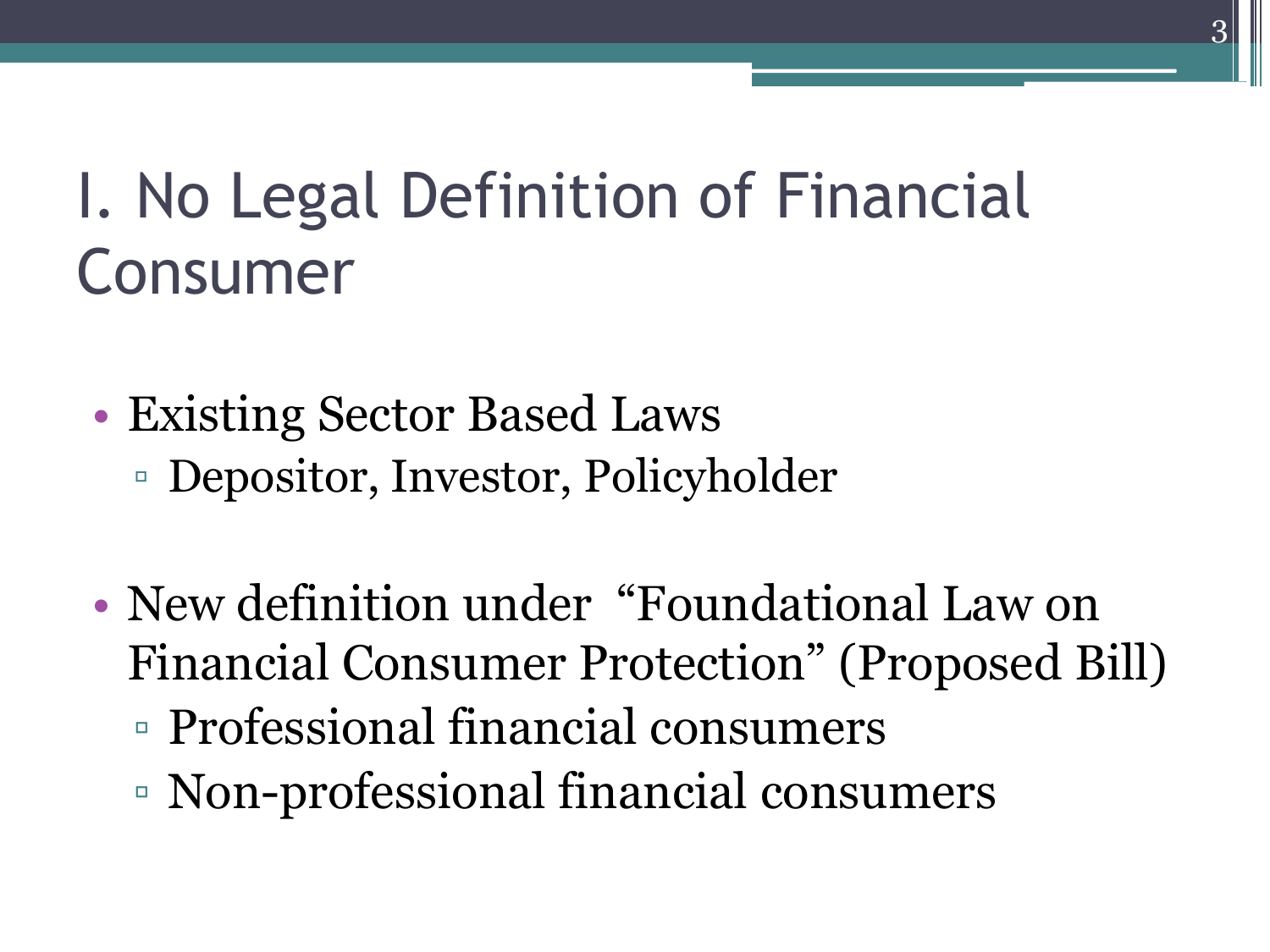# I. No Legal Definition of Financial Consumer

- Existing Sector Based Laws
  - Depositor, Investor, Policyholder

- New definition under "Foundational Law on Financial Consumer Protection" (Proposed Bill)
  - Professional financial consumers
  - Non-professional financial consumers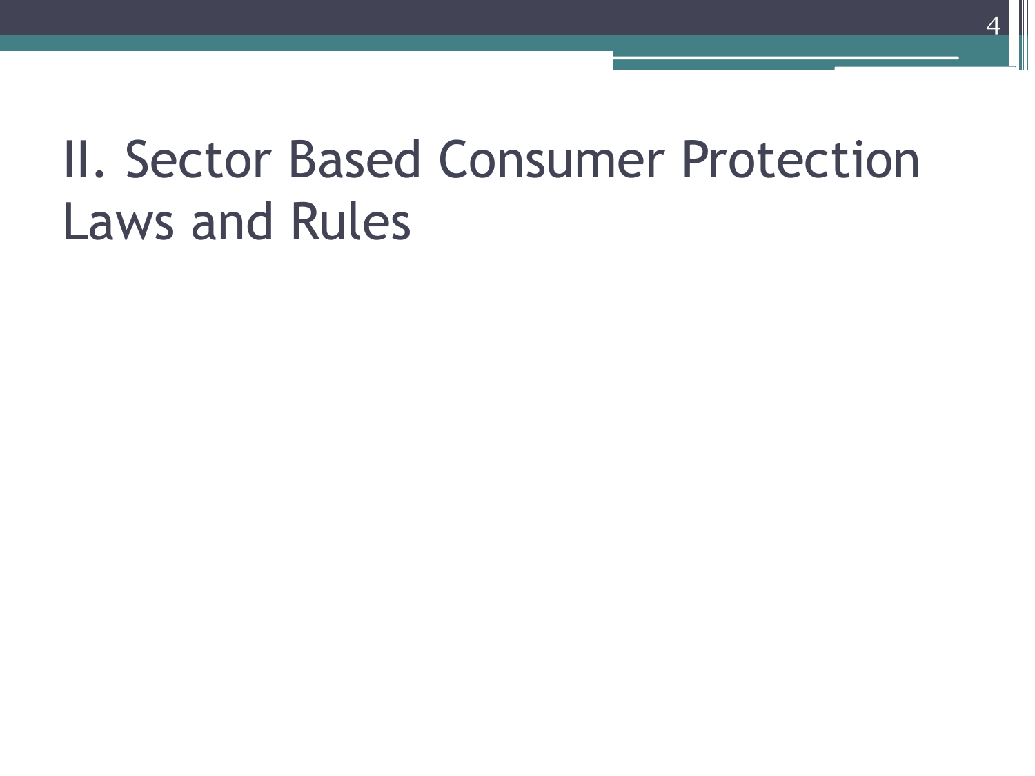# II. Sector Based Consumer Protection Laws and Rules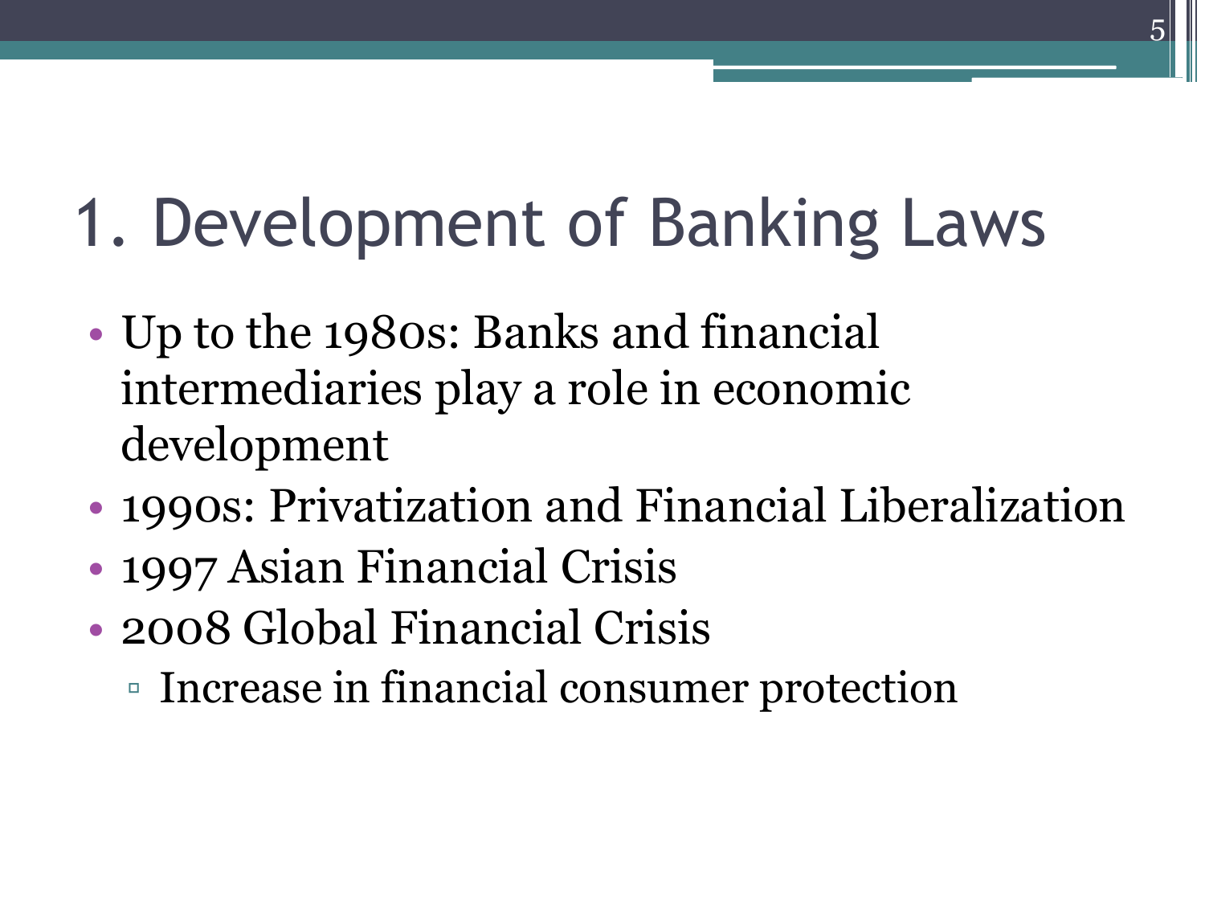# 1. Development of Banking Laws

- Up to the 1980s: Banks and financial intermediaries play a role in economic development
- 1990s: Privatization and Financial Liberalization
- 1997 Asian Financial Crisis
- 2008 Global Financial Crisis
  - Increase in financial consumer protection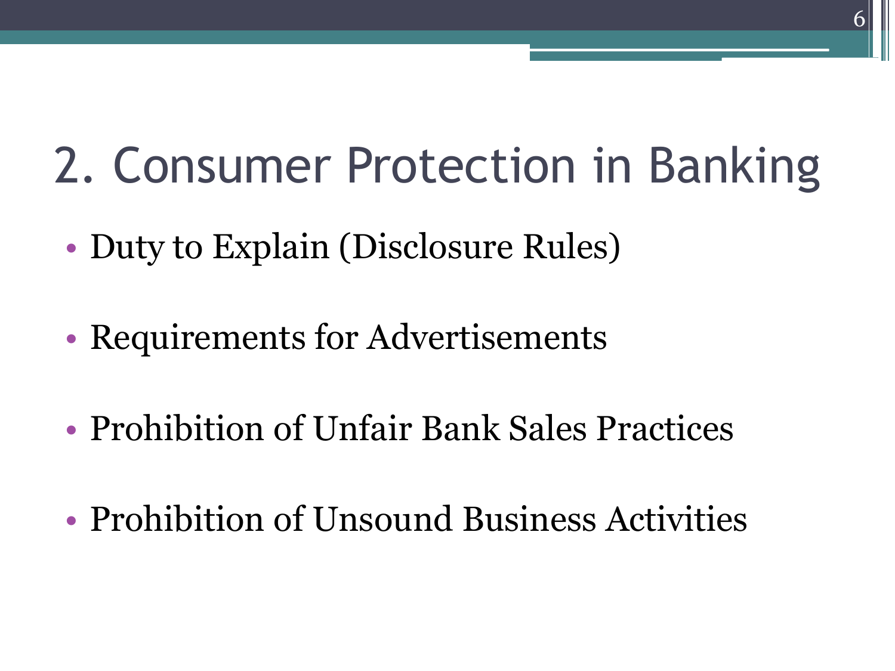# 2. Consumer Protection in Banking

- Duty to Explain (Disclosure Rules)
- Requirements for Advertisements
- Prohibition of Unfair Bank Sales Practices
- Prohibition of Unsound Business Activities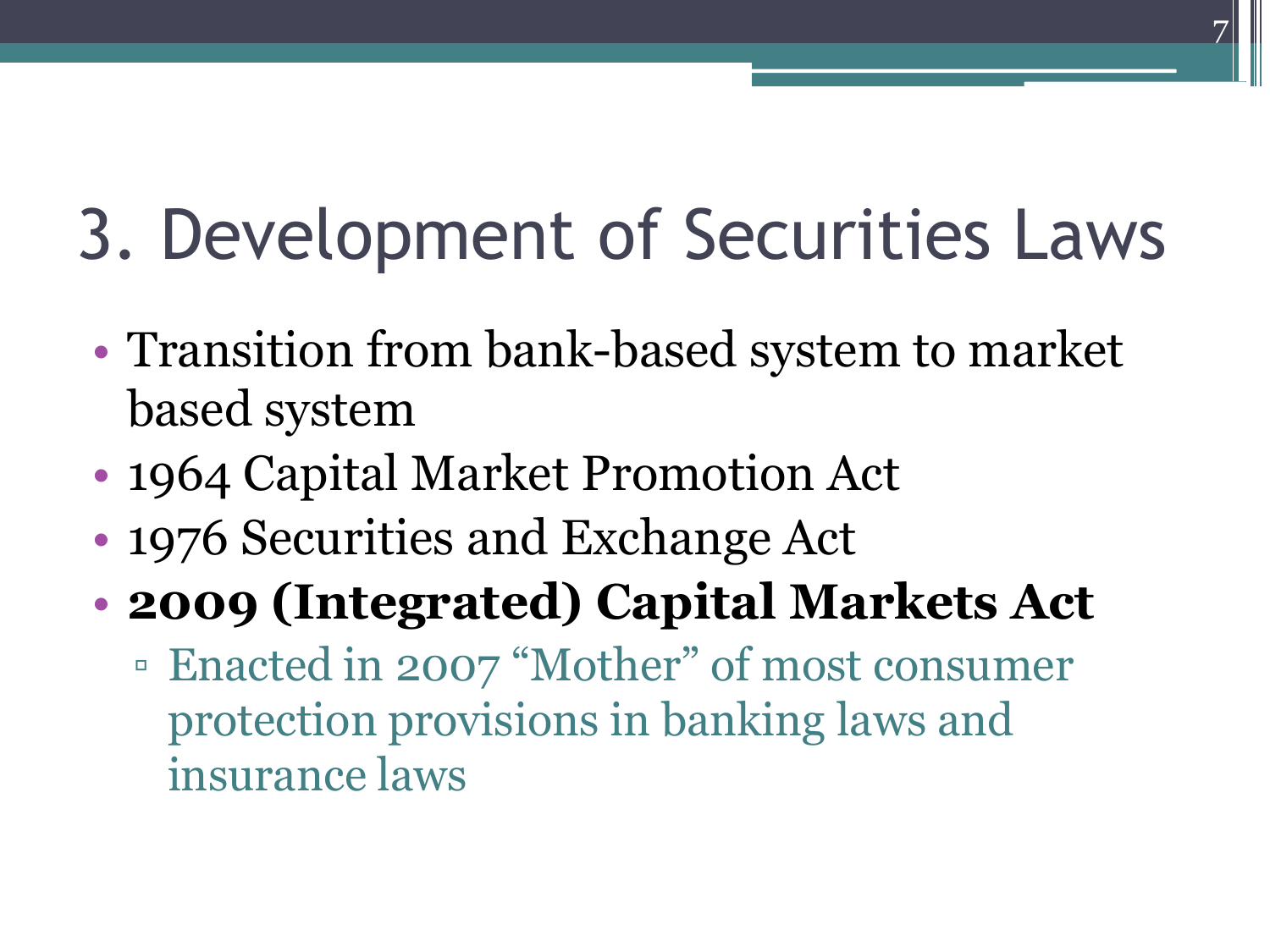# 3. Development of Securities Laws

- Transition from bank-based system to market based system
- 1964 Capital Market Promotion Act
- 1976 Securities and Exchange Act
- **2009 (Integrated) Capital Markets Act**
  - Enacted in 2007 "Mother" of most consumer protection provisions in banking laws and insurance laws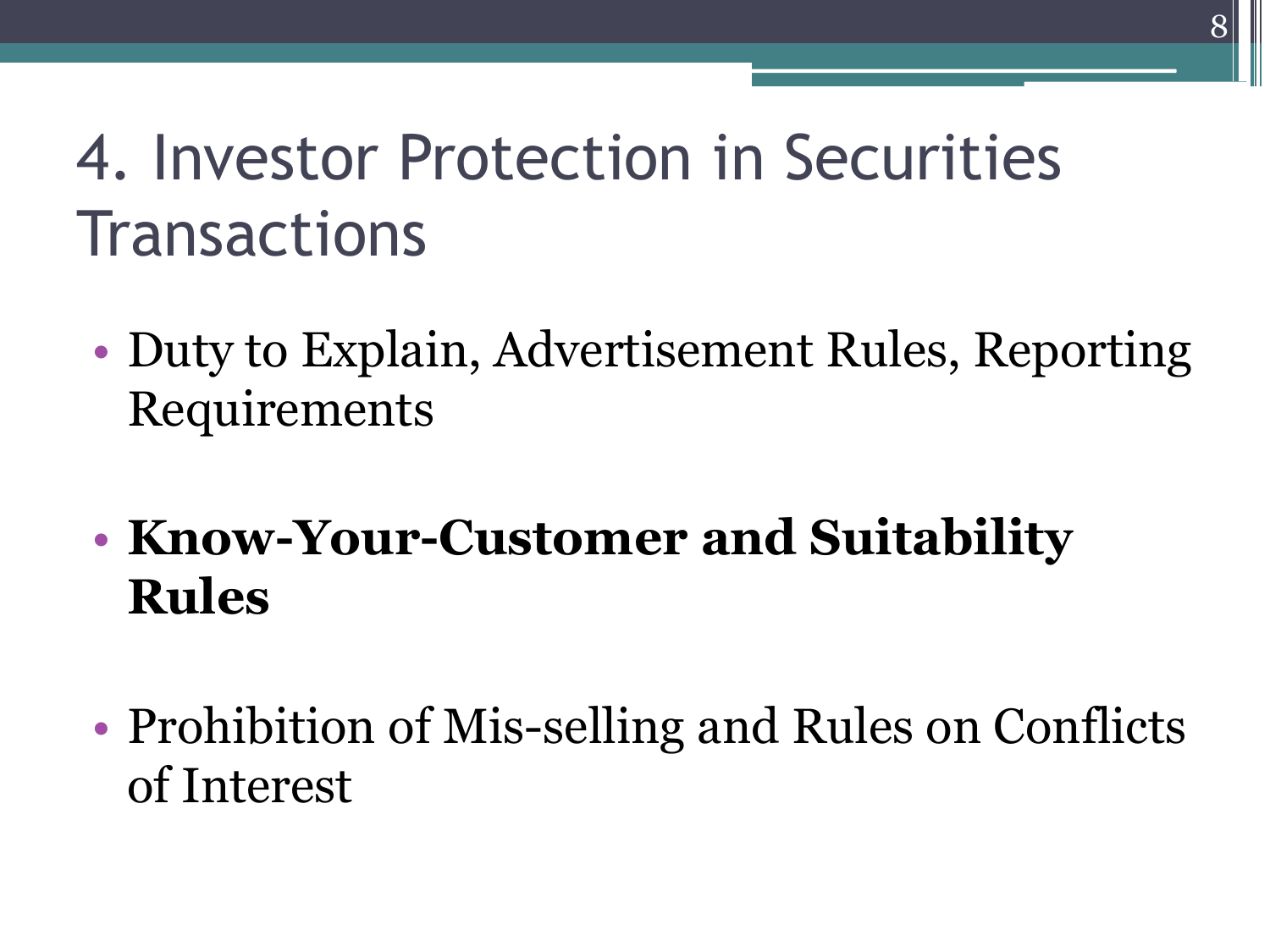# 4. Investor Protection in Securities Transactions

- Duty to Explain, Advertisement Rules, Reporting Requirements

- **Know-Your-Customer and Suitability Rules**

- Prohibition of Mis-selling and Rules on Conflicts of Interest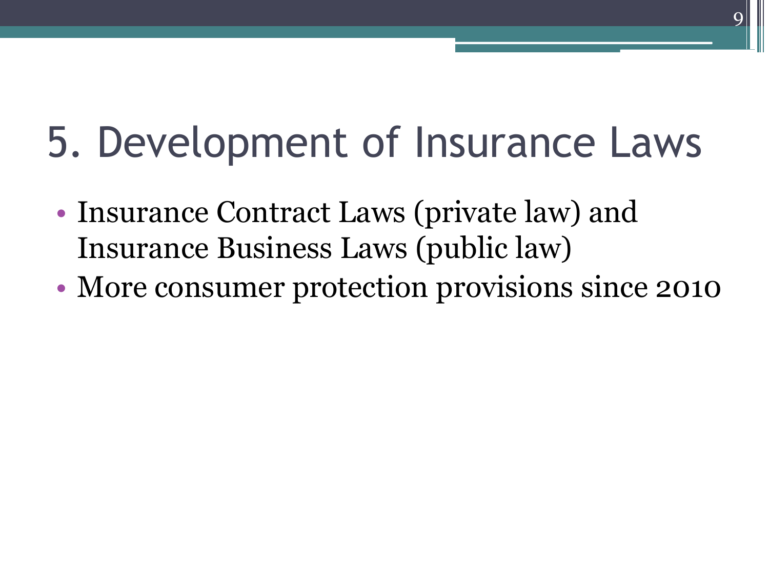# 5. Development of Insurance Laws

- Insurance Contract Laws (private law) and Insurance Business Laws (public law)
- More consumer protection provisions since 2010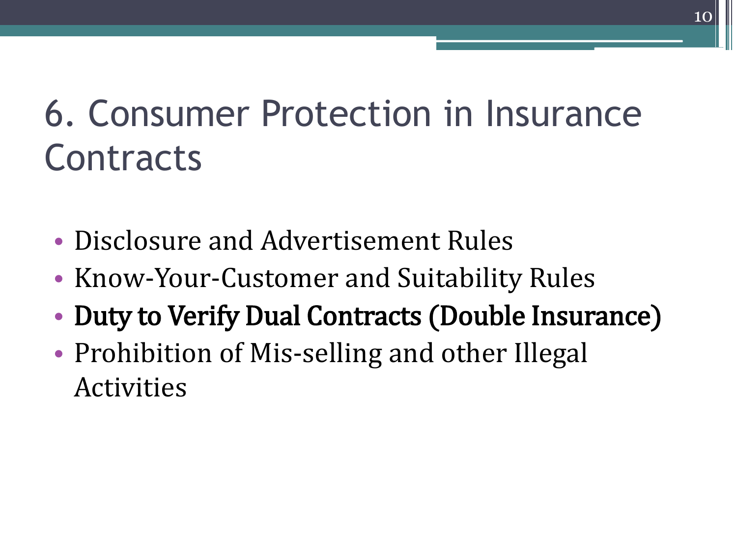# 6. Consumer Protection in Insurance Contracts

- Disclosure and Advertisement Rules
- Know-Your-Customer and Suitability Rules
- **Duty to Verify Dual Contracts (Double Insurance)**
- Prohibition of Mis-selling and other Illegal Activities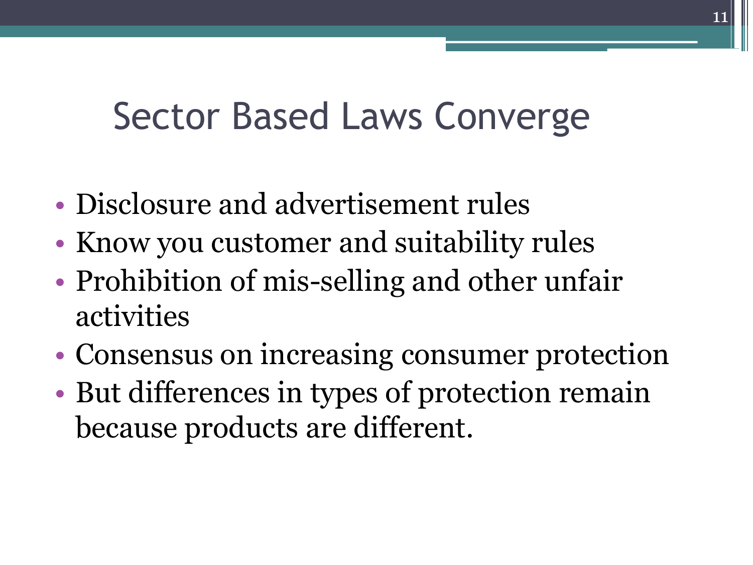# Sector Based Laws Converge

- Disclosure and advertisement rules
- Know you customer and suitability rules
- Prohibition of mis-selling and other unfair activities
- Consensus on increasing consumer protection
- But differences in types of protection remain because products are different.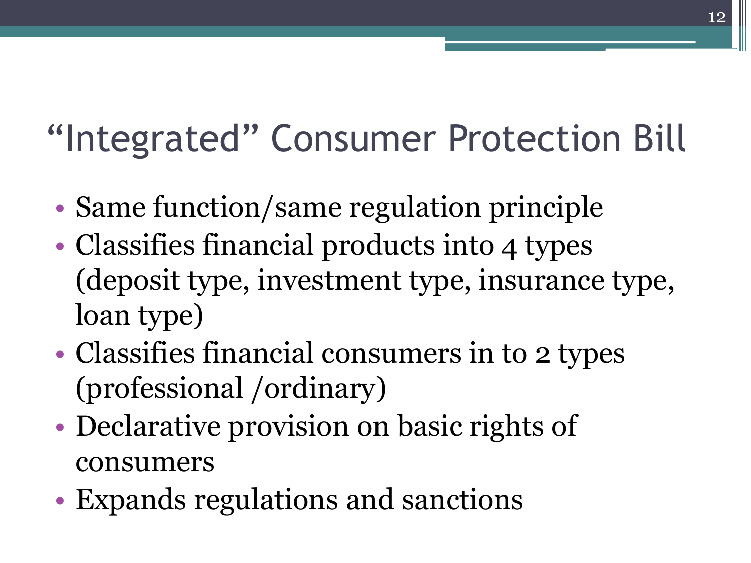# “Integrated” Consumer Protection Bill

- Same function/same regulation principle
- Classifies financial products into 4 types (deposit type, investment type, insurance type, loan type)
- Classifies financial consumers in to 2 types (professional /ordinary)
- Declarative provision on basic rights of consumers
- Expands regulations and sanctions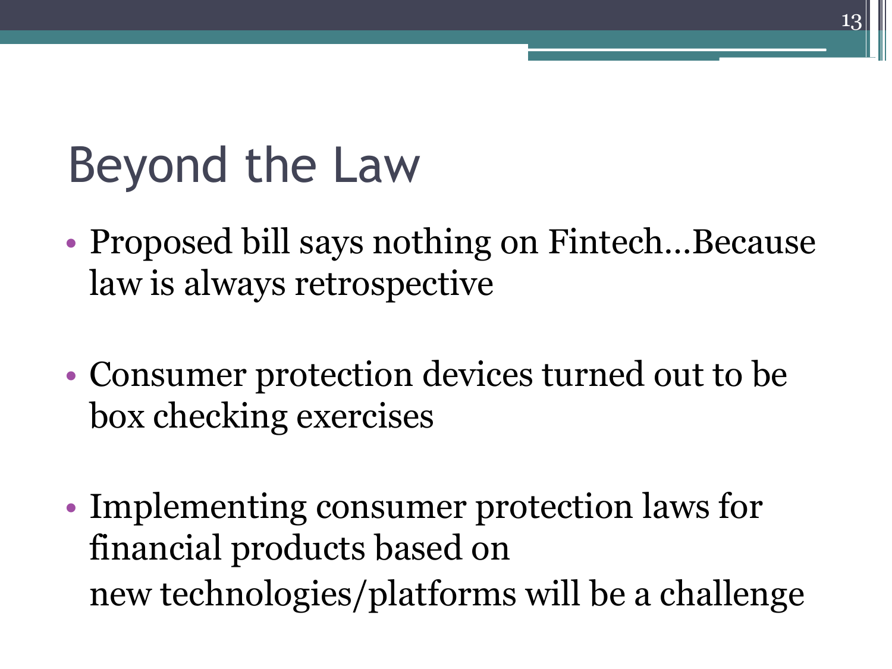# Beyond the Law

- Proposed bill says nothing on Fintech…Because law is always retrospective

- Consumer protection devices turned out to be box checking exercises

- Implementing consumer protection laws for financial products based on new technologies/platforms will be a challenge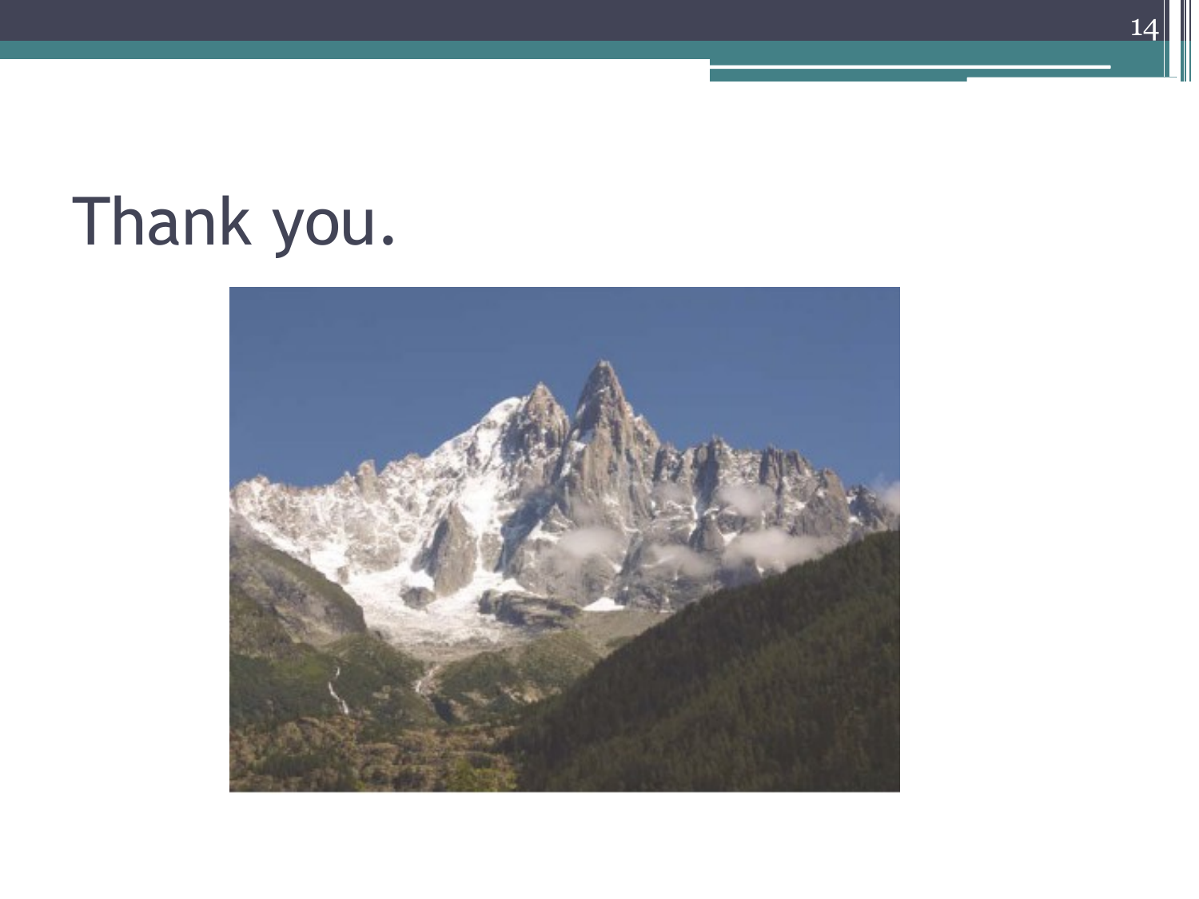# Thank you.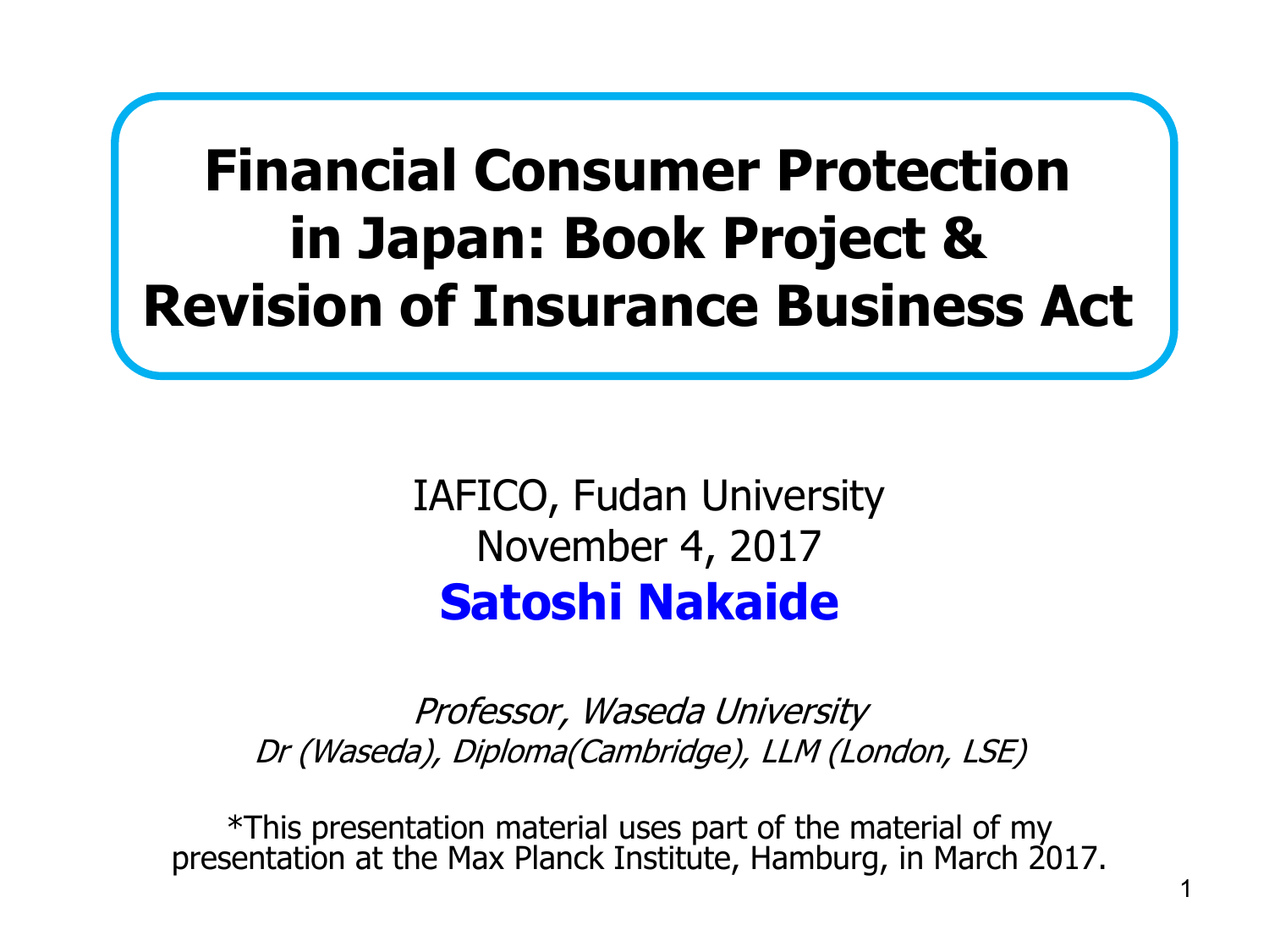# Financial Consumer Protection in Japan: Book Project & Revision of Insurance Business Act

IAFICO, Fudan University
November 4, 2017

**Satoshi Nakaide**

*Professor, Waseda University*
*Dr (Waseda), Diploma(Cambridge), LLM (London, LSE)*

*This presentation material uses part of the material of my presentation at the Max Planck Institute, Hamburg, in March 2017.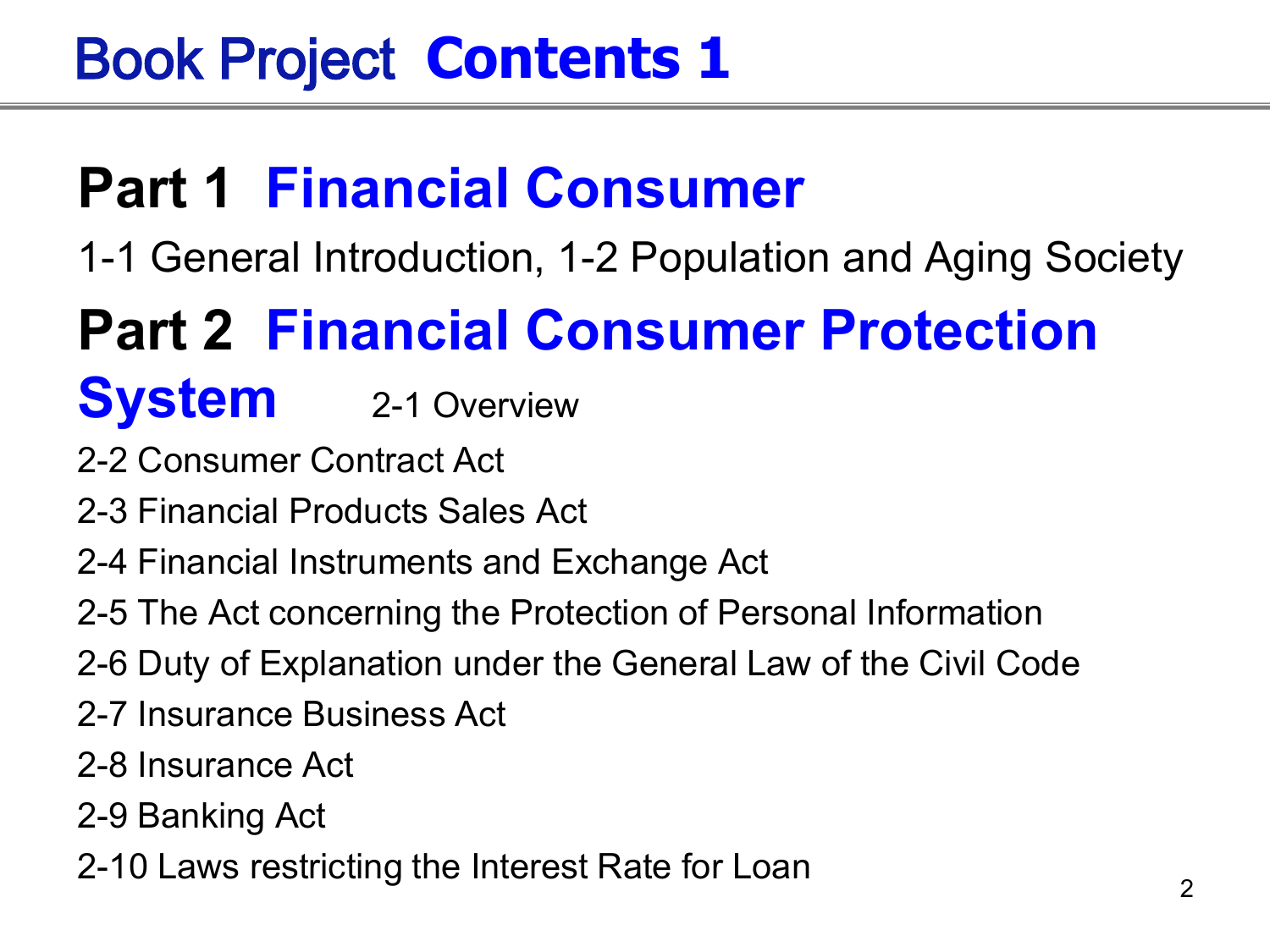# Book Project Contents 1

## Part 1 Financial Consumer

1-1 General Introduction, 1-2 Population and Aging Society

## Part 2 Financial Consumer Protection System

2-1 Overview

2-2 Consumer Contract Act

2-3 Financial Products Sales Act

2-4 Financial Instruments and Exchange Act

2-5 The Act concerning the Protection of Personal Information

2-6 Duty of Explanation under the General Law of the Civil Code

2-7 Insurance Business Act

2-8 Insurance Act

2-9 Banking Act

2-10 Laws restricting the Interest Rate for Loan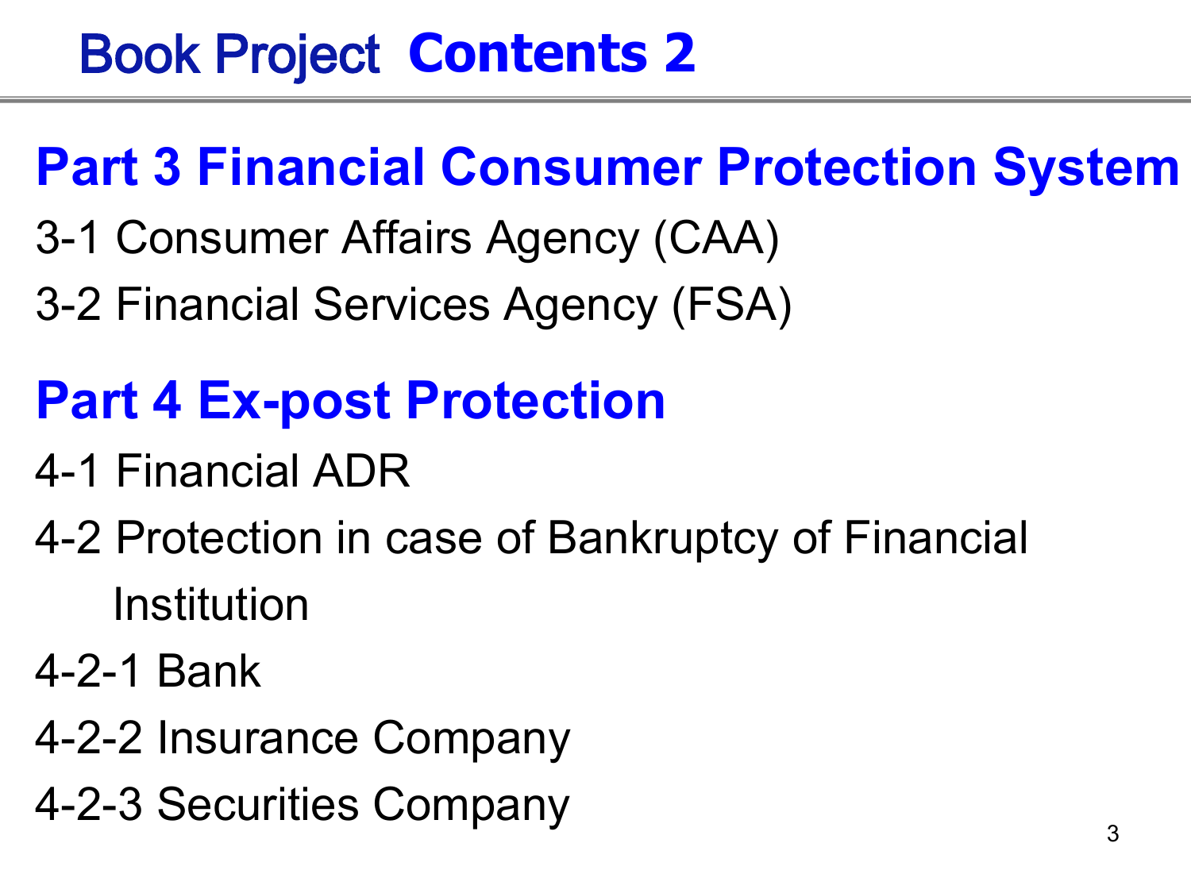# Book Project Contents 2

## Part 3 Financial Consumer Protection System

3-1 Consumer Affairs Agency (CAA)

3-2 Financial Services Agency (FSA)

## Part 4 Ex-post Protection

4-1 Financial ADR

4-2 Protection in case of Bankruptcy of Financial Institution

4-2-1 Bank

4-2-2 Insurance Company

4-2-3 Securities Company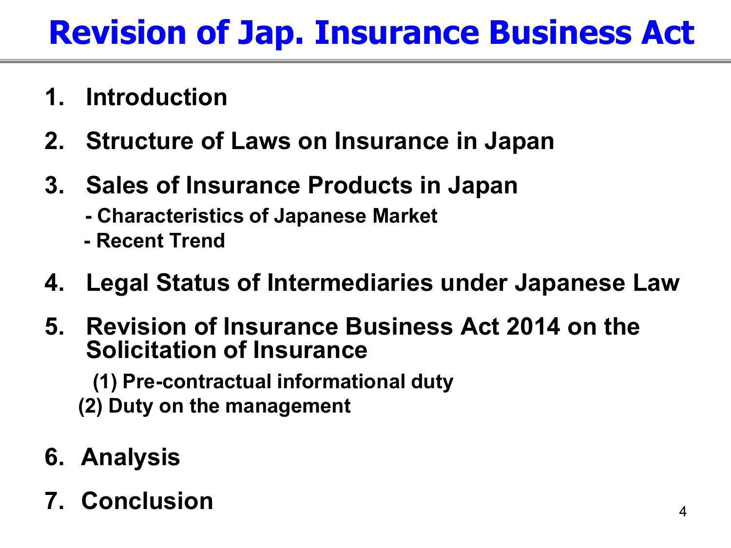# Revision of Jap. Insurance Business Act

1. **Introduction**
2. **Structure of Laws on Insurance in Japan**
3. **Sales of Insurance Products in Japan**
   - **Characteristics of Japanese Market**
   - **Recent Trend**
4. **Legal Status of Intermediaries under Japanese Law**
5. **Revision of Insurance Business Act 2014 on the Solicitation of Insurance**
   - **(1) Pre-contractual informational duty**
   - **(2) Duty on the management**
6. **Analysis**
7. **Conclusion**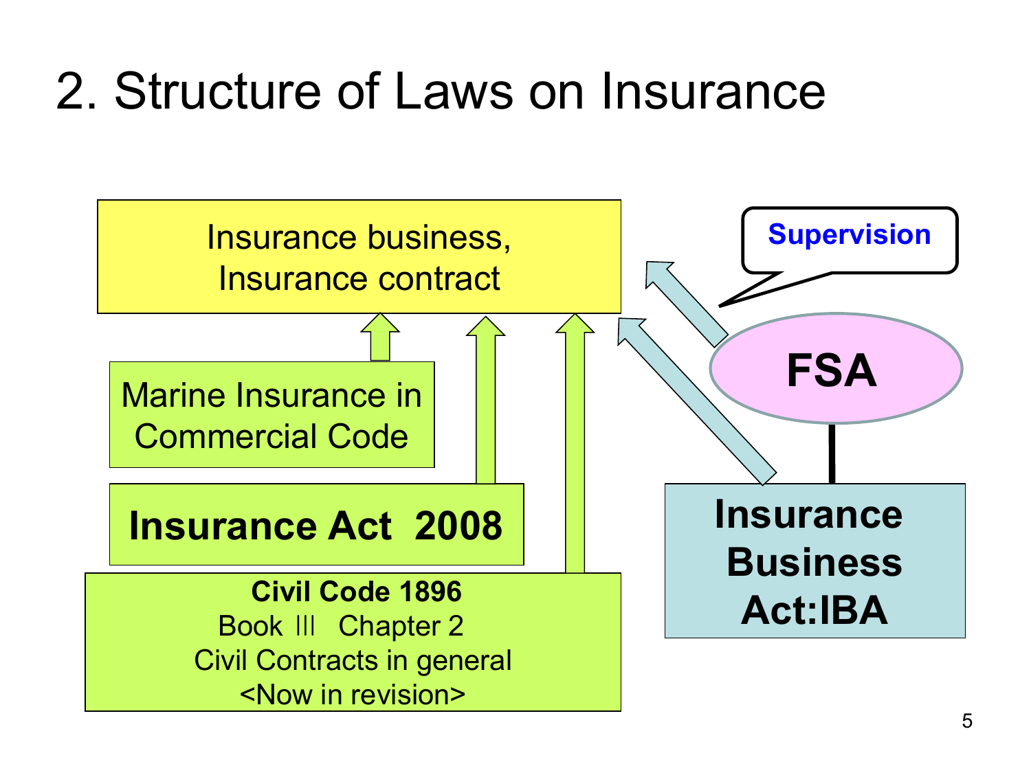# 2. Structure of Laws on Insurance

Insurance business,
Insurance contract

Marine Insurance in Commercial Code

**Insurance Act 2008**

**Civil Code 1896**
Book Ⅲ Chapter 2
Civil Contracts in general
<Now in revision>

**Supervision**

**FSA**

**Insurance Business Act:IBA**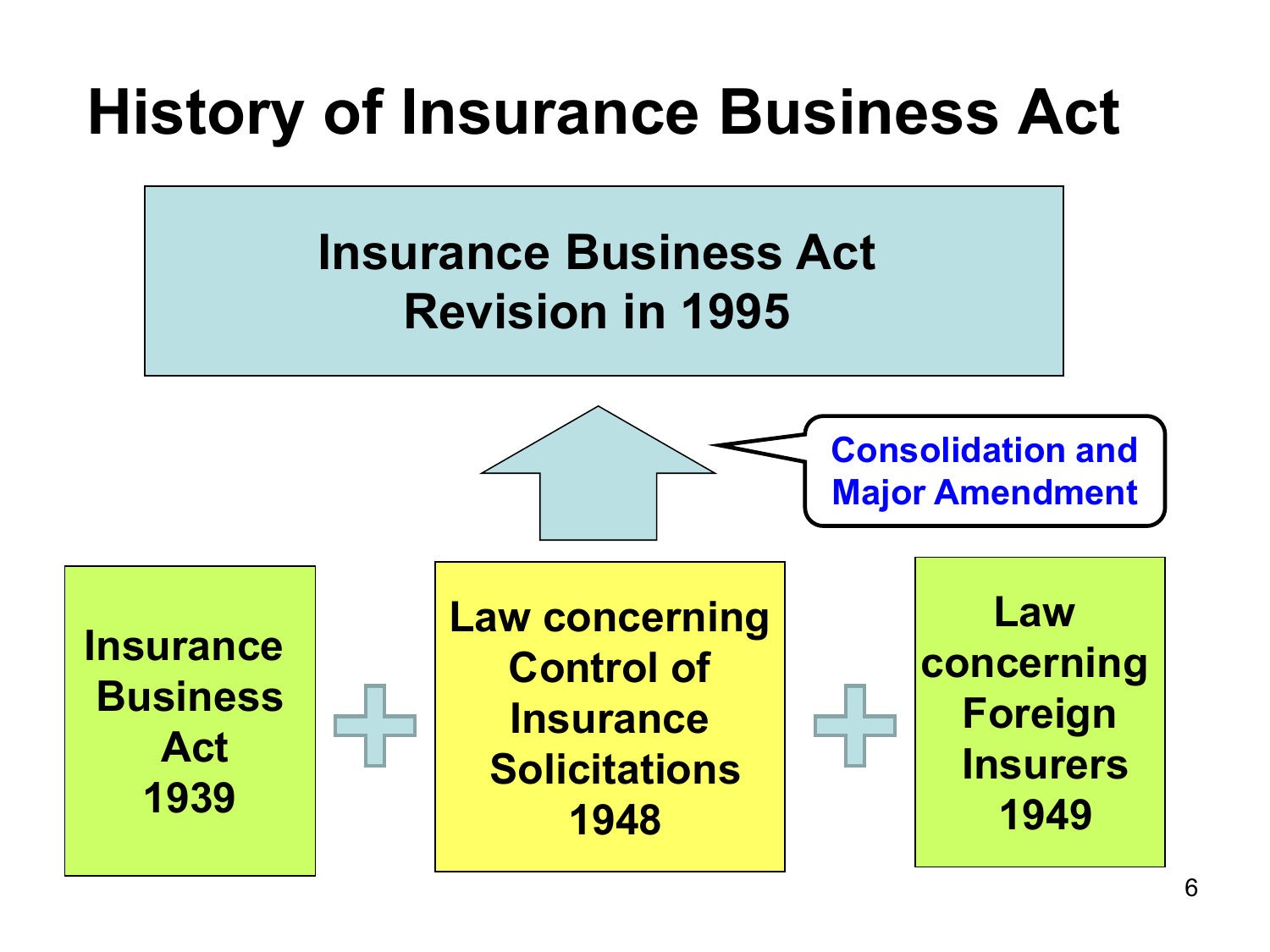# History of Insurance Business Act

**Insurance Business Act Revision in 1995**

Consolidation and Major Amendment

**Insurance Business Act 1939** + **Law concerning Control of Insurance Solicitations 1948** + **Law concerning Foreign Insurers 1949**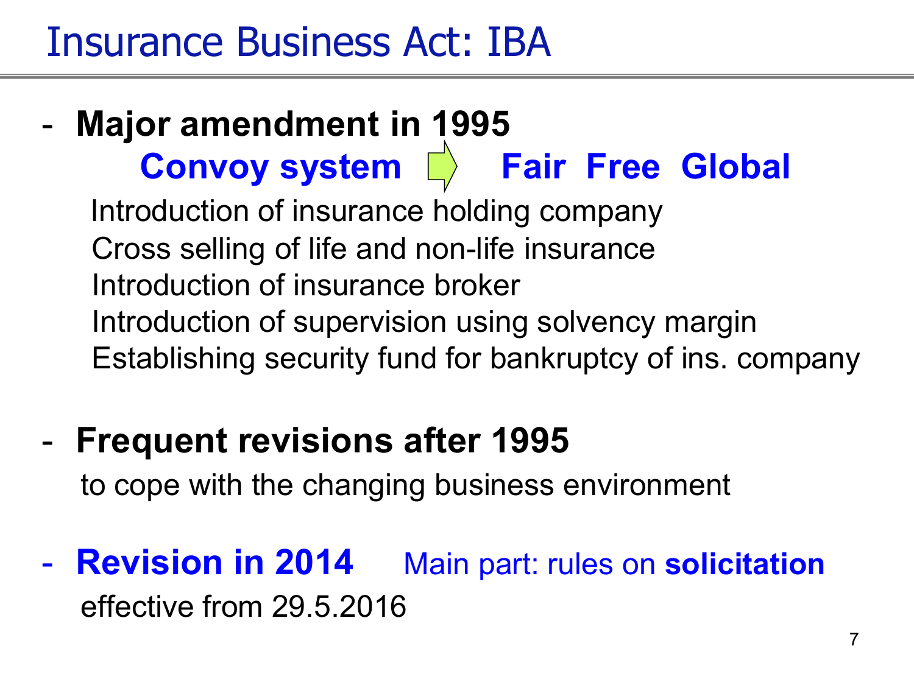# Insurance Business Act: IBA

- **Major amendment in 1995**

  **Convoy system ⇨ Fair Free Global**

  Introduction of insurance holding company
  Cross selling of life and non-life insurance
  Introduction of insurance broker
  Introduction of supervision using solvency margin
  Establishing security fund for bankruptcy of ins. company

- **Frequent revisions after 1995**

  to cope with the changing business environment

- **Revision in 2014** Main part: rules on **solicitation**

  effective from 29.5.2016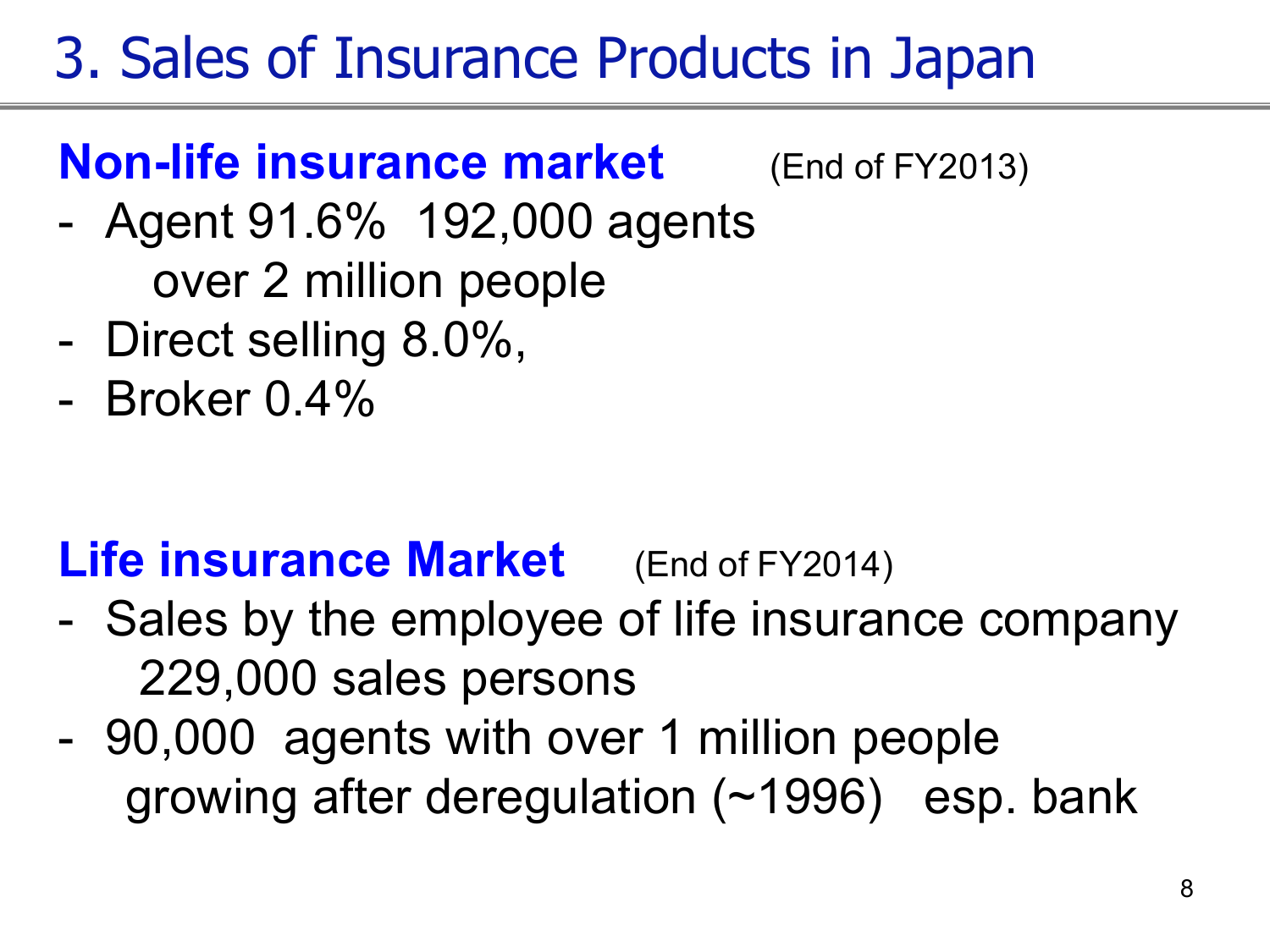# 3. Sales of Insurance Products in Japan

**Non-life insurance market** (End of FY2013)

- Agent 91.6% 192,000 agents
  over 2 million people
- Direct selling 8.0%,
- Broker 0.4%

**Life insurance Market** (End of FY2014)

- Sales by the employee of life insurance company
  229,000 sales persons
- 90,000 agents with over 1 million people
  growing after deregulation (~1996) esp. bank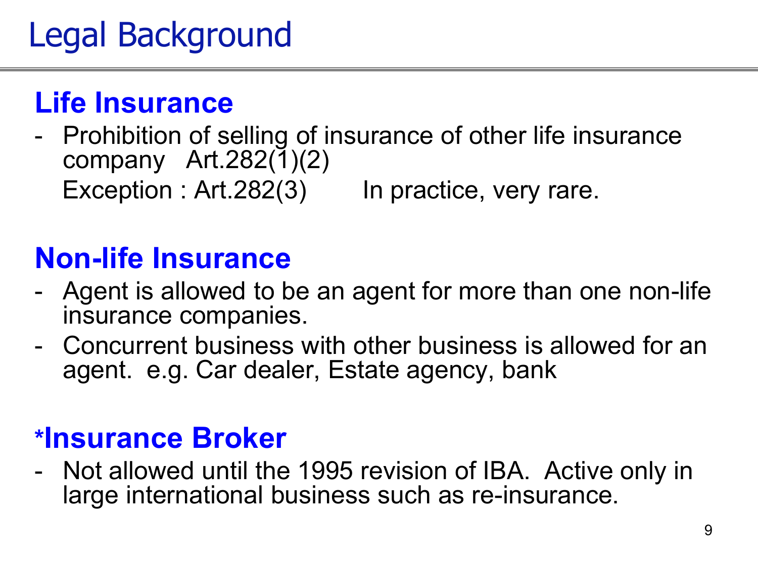# Legal Background

## Life Insurance

- Prohibition of selling of insurance of other life insurance company Art.282(1)(2)

  Exception : Art.282(3) In practice, very rare.

## Non-life Insurance

- Agent is allowed to be an agent for more than one non-life insurance companies.
- Concurrent business with other business is allowed for an agent. e.g. Car dealer, Estate agency, bank

## *Insurance Broker

- Not allowed until the 1995 revision of IBA. Active only in large international business such as re-insurance.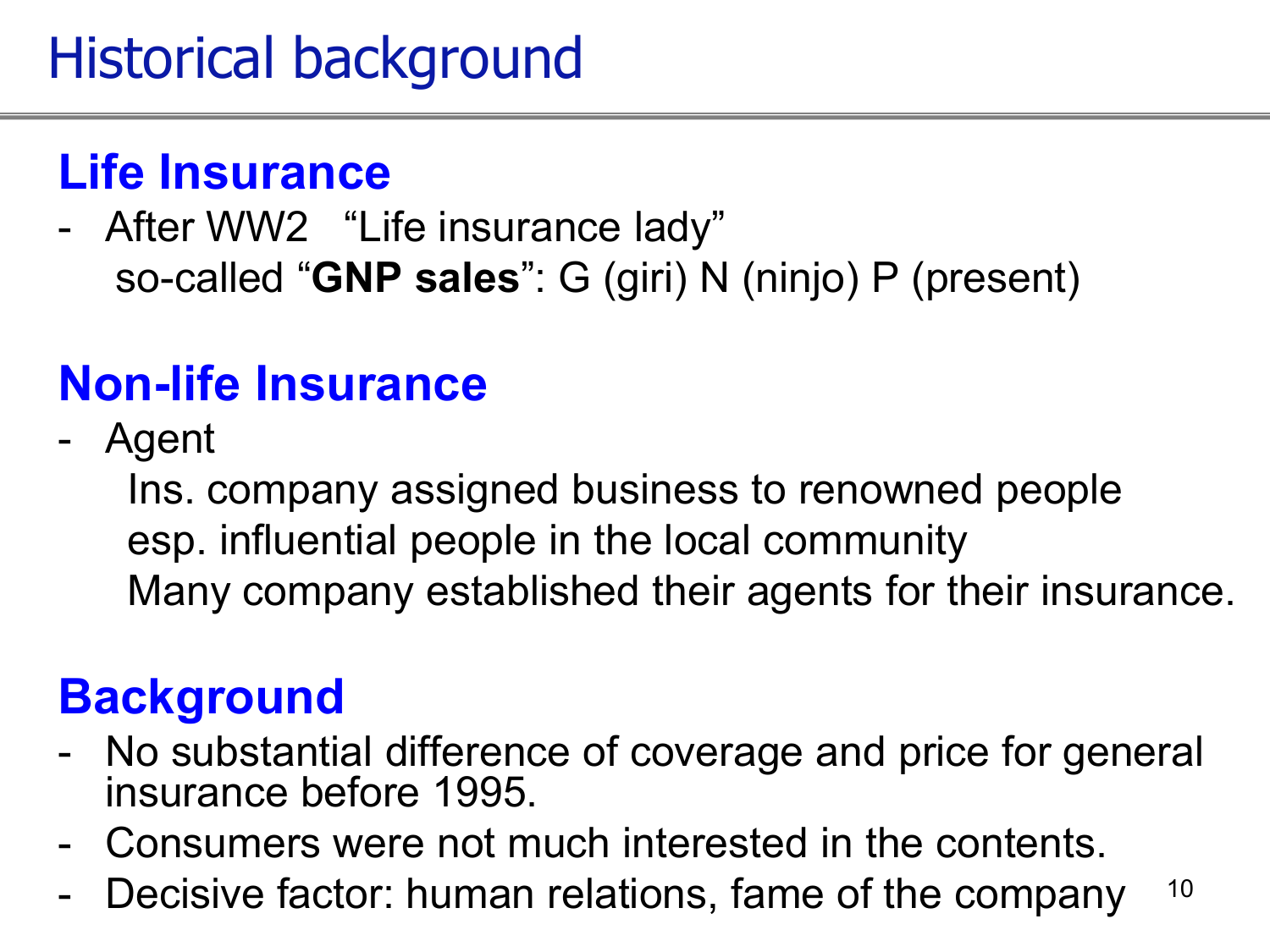# Historical background

## Life Insurance

- After WW2 "Life insurance lady"
  so-called "**GNP sales**": G (giri) N (ninjo) P (present)

## Non-life Insurance

- Agent
  Ins. company assigned business to renowned people
  esp. influential people in the local community
  Many company established their agents for their insurance.

## Background

- No substantial difference of coverage and price for general insurance before 1995.
- Consumers were not much interested in the contents.
- Decisive factor: human relations, fame of the company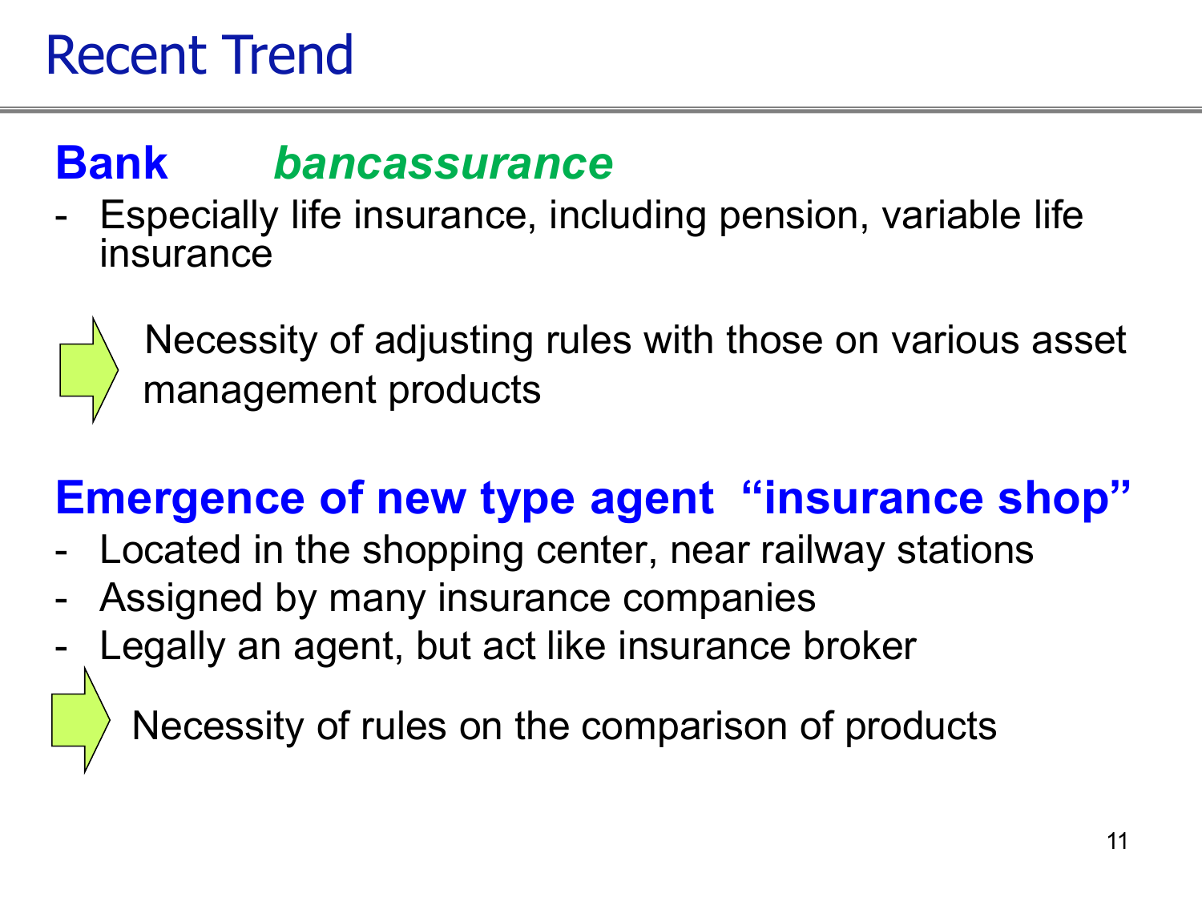# Recent Trend

## **Bank** ***bancassurance***

- Especially life insurance, including pension, variable life insurance

➡ Necessity of adjusting rules with those on various asset management products

## **Emergence of new type agent “insurance shop”**

- Located in the shopping center, near railway stations
- Assigned by many insurance companies
- Legally an agent, but act like insurance broker

➡ Necessity of rules on the comparison of products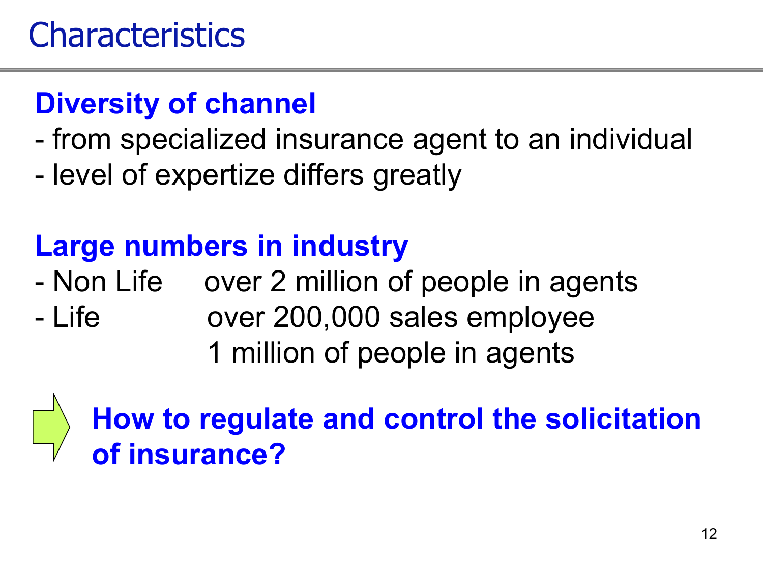# Characteristics

**Diversity of channel**

- from specialized insurance agent to an individual
- level of expertize differs greatly

**Large numbers in industry**

- Non Life      over 2 million of people in agents
- Life            over 200,000 sales employee
                  1 million of people in agents

⇨ **How to regulate and control the solicitation of insurance?**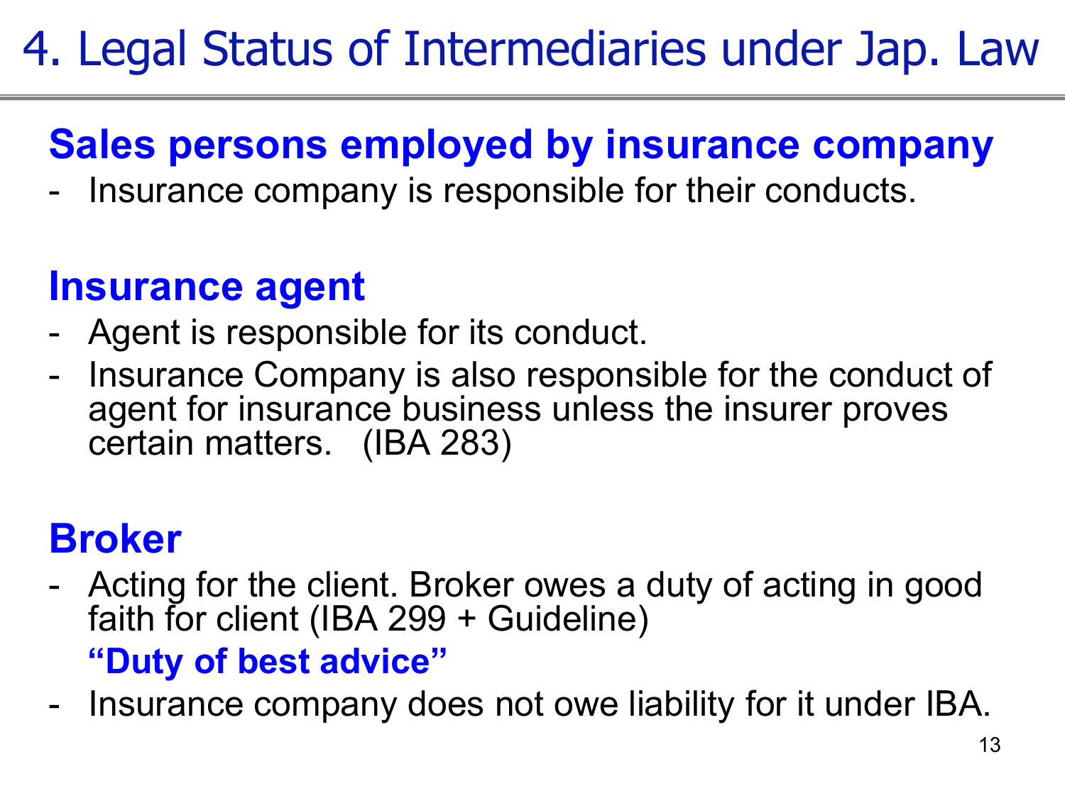# 4. Legal Status of Intermediaries under Jap. Law

## Sales persons employed by insurance company

- Insurance company is responsible for their conducts.

## Insurance agent

- Agent is responsible for its conduct.
- Insurance Company is also responsible for the conduct of agent for insurance business unless the insurer proves certain matters. (IBA 283)

## Broker

- Acting for the client. Broker owes a duty of acting in good faith for client (IBA 299 + Guideline)

  **"Duty of best advice"**

- Insurance company does not owe liability for it under IBA.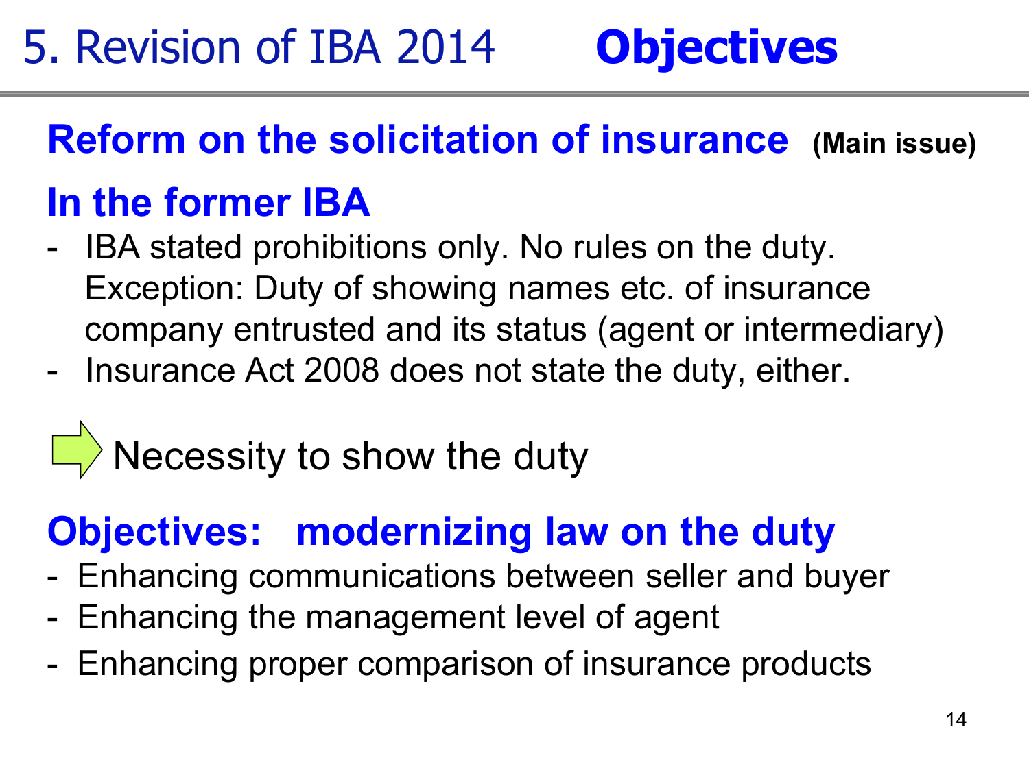# 5. Revision of IBA 2014 **Objectives**

## Reform on the solicitation of insurance (Main issue)

## In the former IBA

- IBA stated prohibitions only. No rules on the duty.
  Exception: Duty of showing names etc. of insurance company entrusted and its status (agent or intermediary)
- Insurance Act 2008 does not state the duty, either.

⇨ Necessity to show the duty

## Objectives: modernizing law on the duty

- Enhancing communications between seller and buyer
- Enhancing the management level of agent
- Enhancing proper comparison of insurance products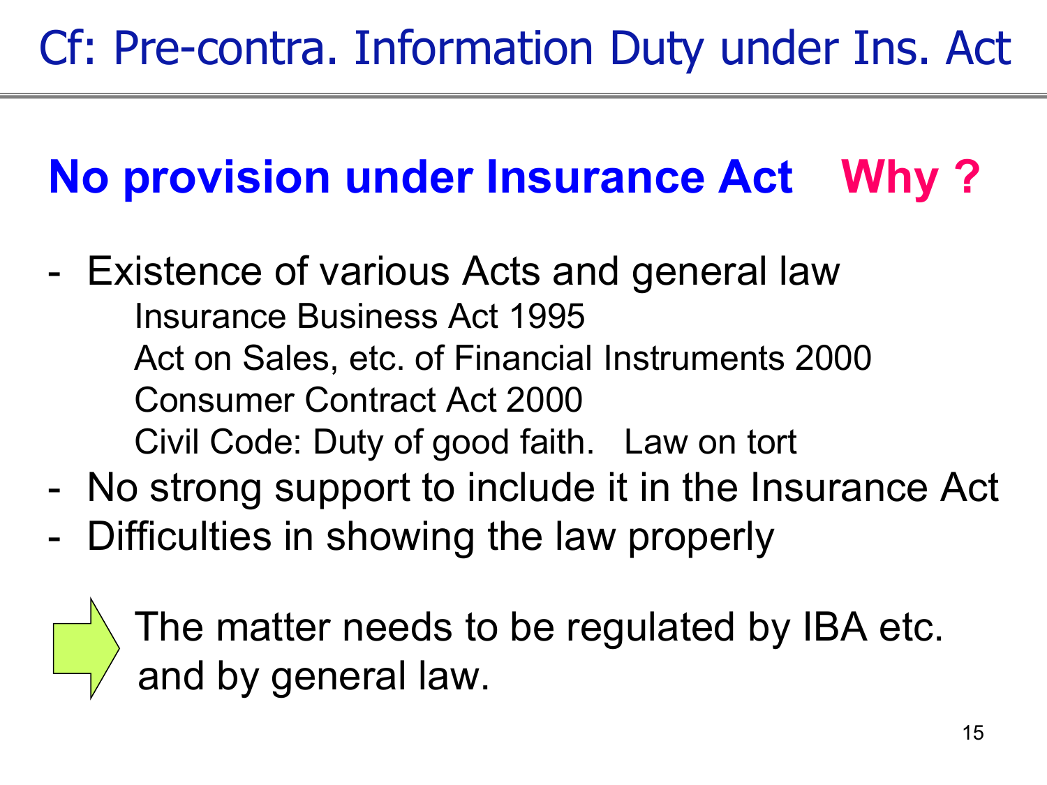# Cf: Pre-contra. Information Duty under Ins. Act

## No provision under Insurance Act **Why ?**

- Existence of various Acts and general law
  - Insurance Business Act 1995
  - Act on Sales, etc. of Financial Instruments 2000
  - Consumer Contract Act 2000
  - Civil Code: Duty of good faith. Law on tort
- No strong support to include it in the Insurance Act
- Difficulties in showing the law properly

⇒ The matter needs to be regulated by IBA etc. and by general law.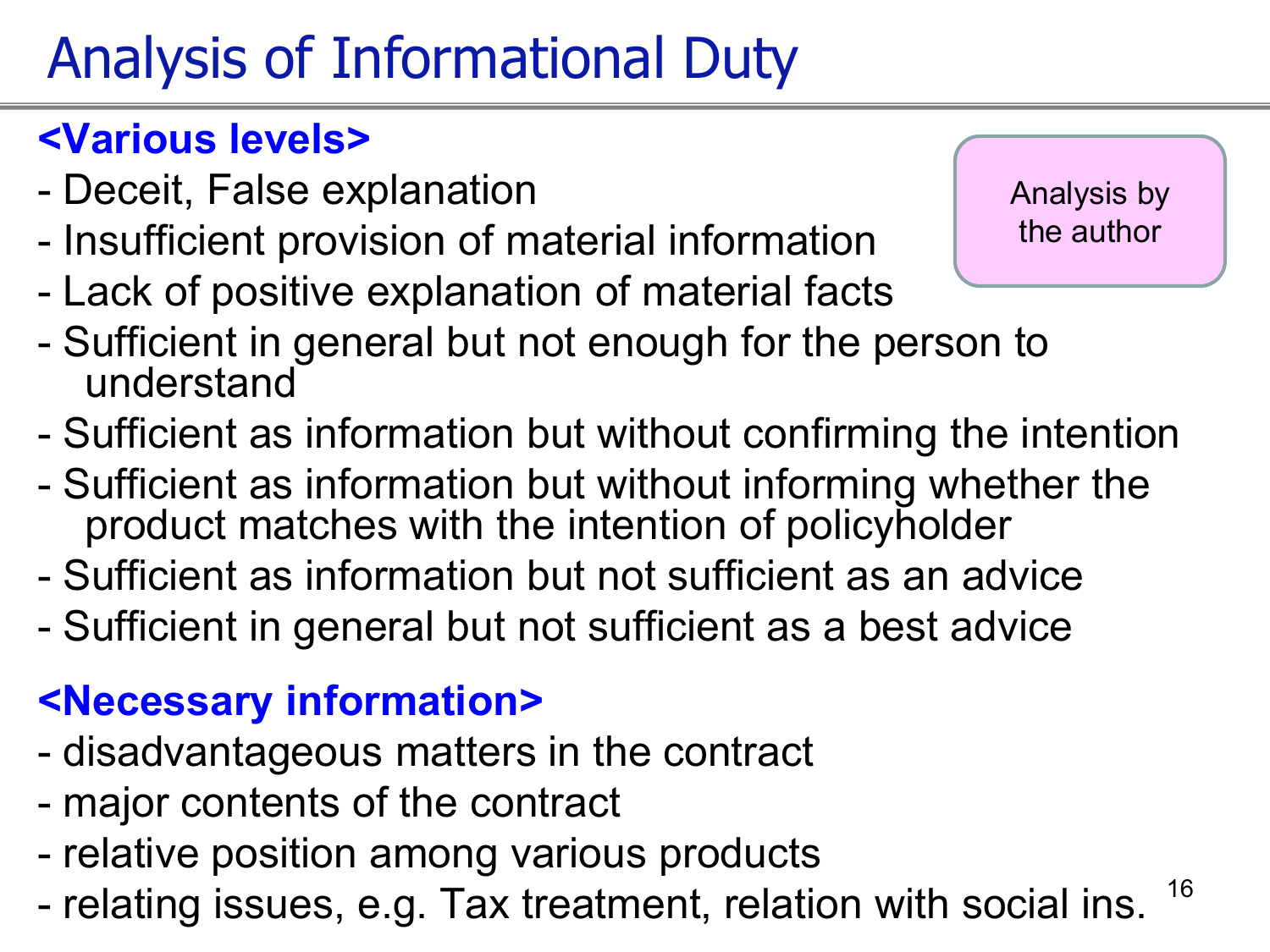# Analysis of Informational Duty

**<Various levels>**

Analysis by the author

- Deceit, False explanation
- Insufficient provision of material information
- Lack of positive explanation of material facts
- Sufficient in general but not enough for the person to understand
- Sufficient as information but without confirming the intention
- Sufficient as information but without informing whether the product matches with the intention of policyholder
- Sufficient as information but not sufficient as an advice
- Sufficient in general but not sufficient as a best advice

**<Necessary information>**

- disadvantageous matters in the contract
- major contents of the contract
- relative position among various products
- relating issues, e.g. Tax treatment, relation with social ins.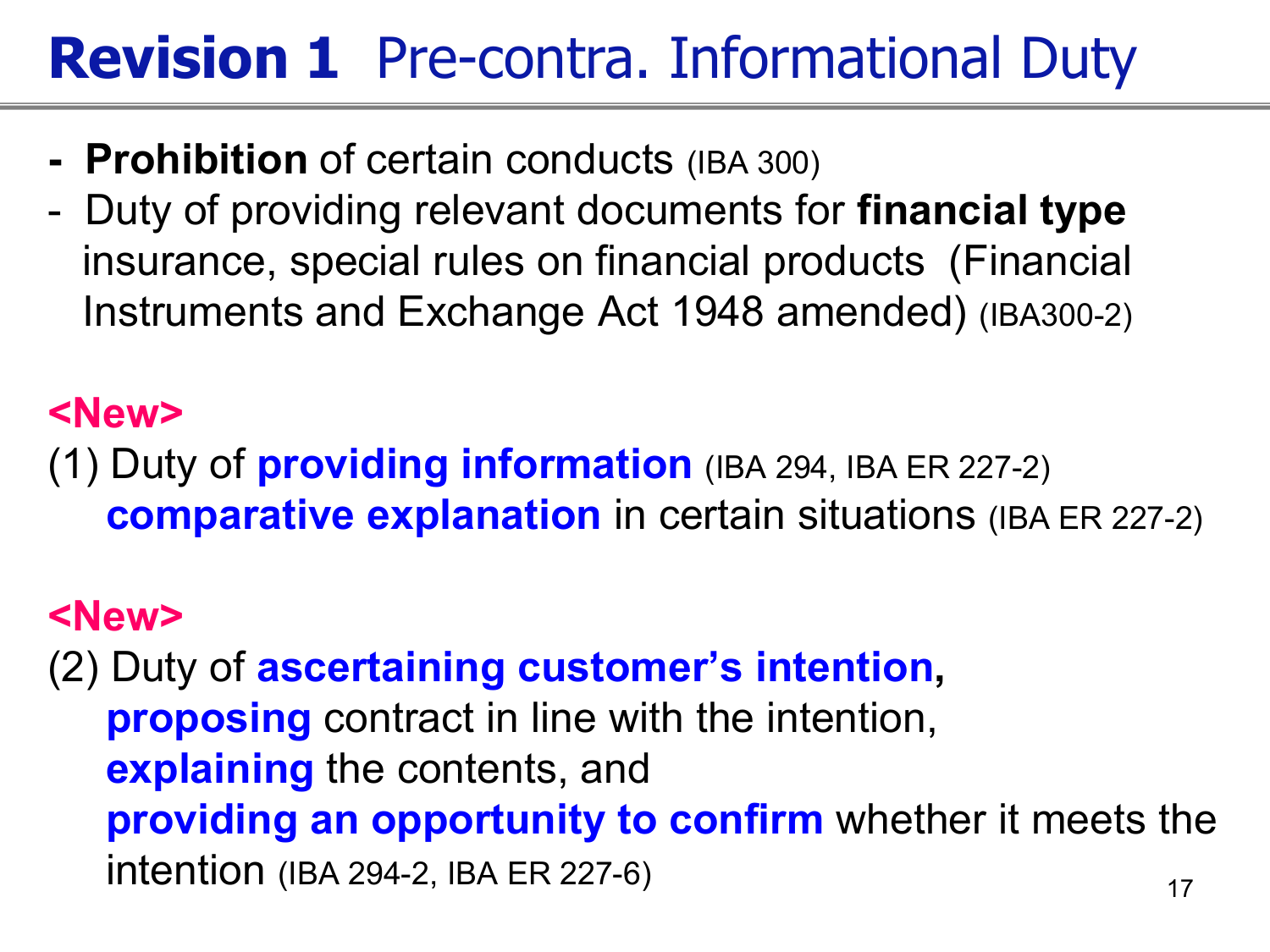# **Revision 1** Pre-contra. Informational Duty

- **Prohibition** of certain conducts (IBA 300)
- Duty of providing relevant documents for **financial type** insurance, special rules on financial products (Financial Instruments and Exchange Act 1948 amended) (IBA300-2)

**<New>**

(1) Duty of **providing information** (IBA 294, IBA ER 227-2)
**comparative explanation** in certain situations (IBA ER 227-2)

**<New>**

(2) Duty of **ascertaining customer's intention,**
**proposing** contract in line with the intention,
**explaining** the contents, and
**providing an opportunity to confirm** whether it meets the intention (IBA 294-2, IBA ER 227-6)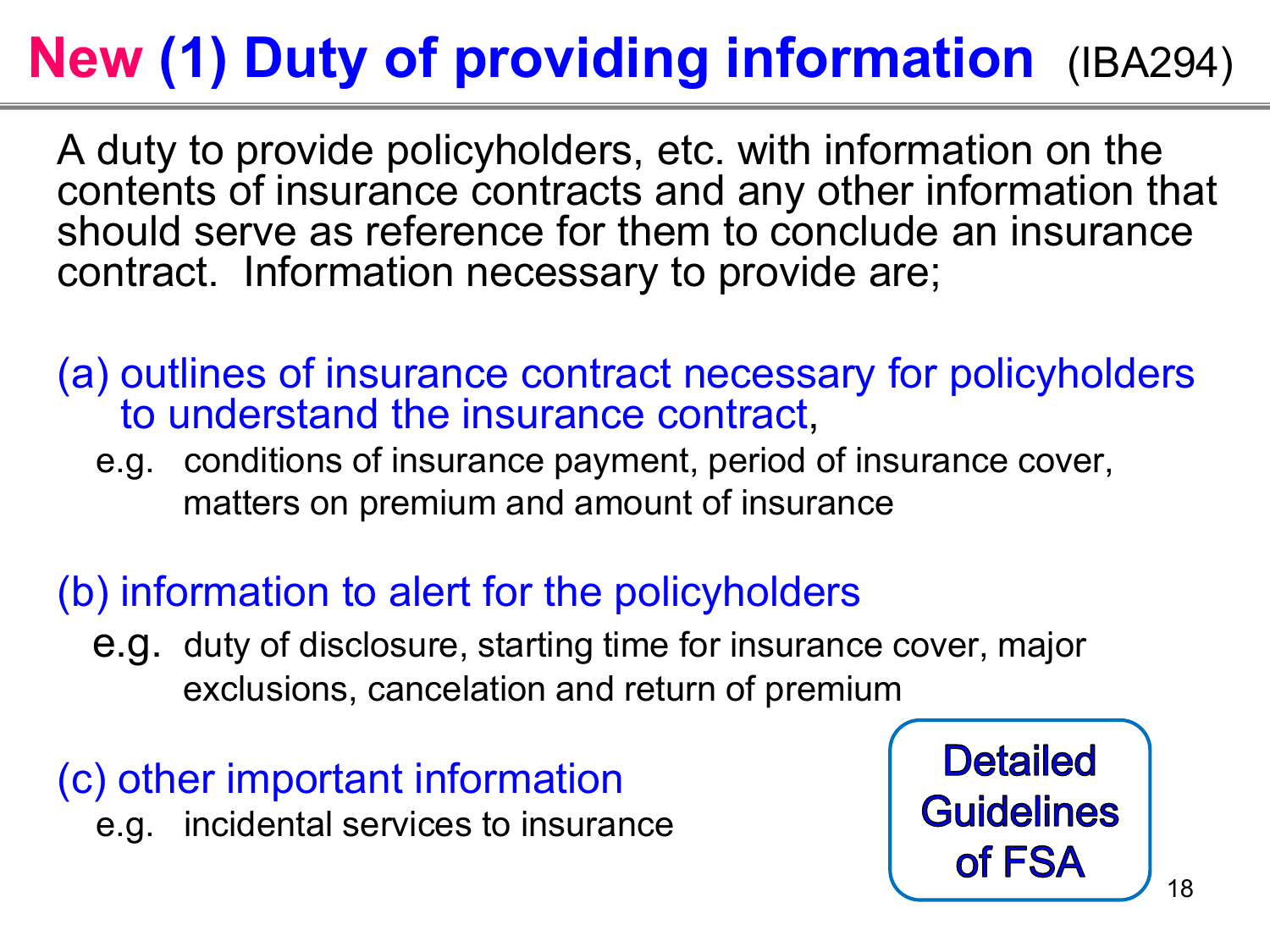# New (1) Duty of providing information (IBA294)

A duty to provide policyholders, etc. with information on the contents of insurance contracts and any other information that should serve as reference for them to conclude an insurance contract. Information necessary to provide are;

(a) outlines of insurance contract necessary for policyholders to understand the insurance contract,

e.g. conditions of insurance payment, period of insurance cover, matters on premium and amount of insurance

(b) information to alert for the policyholders

e.g. duty of disclosure, starting time for insurance cover, major exclusions, cancelation and return of premium

(c) other important information

e.g. incidental services to insurance

**Detailed Guidelines of FSA**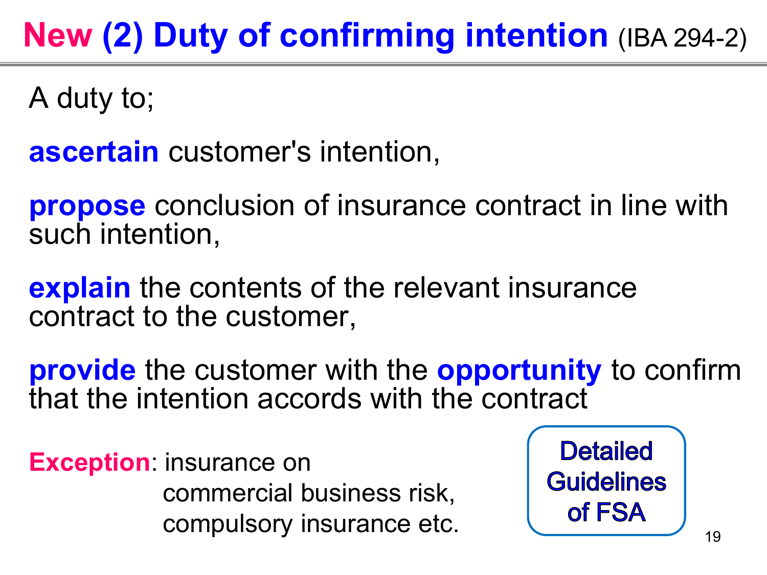# New (2) Duty of confirming intention (IBA 294-2)

A duty to;

**ascertain** customer's intention,

**propose** conclusion of insurance contract in line with such intention,

**explain** the contents of the relevant insurance contract to the customer,

**provide** the customer with the **opportunity** to confirm that the intention accords with the contract

**Exception**: insurance on commercial business risk, compulsory insurance etc.

Detailed Guidelines of FSA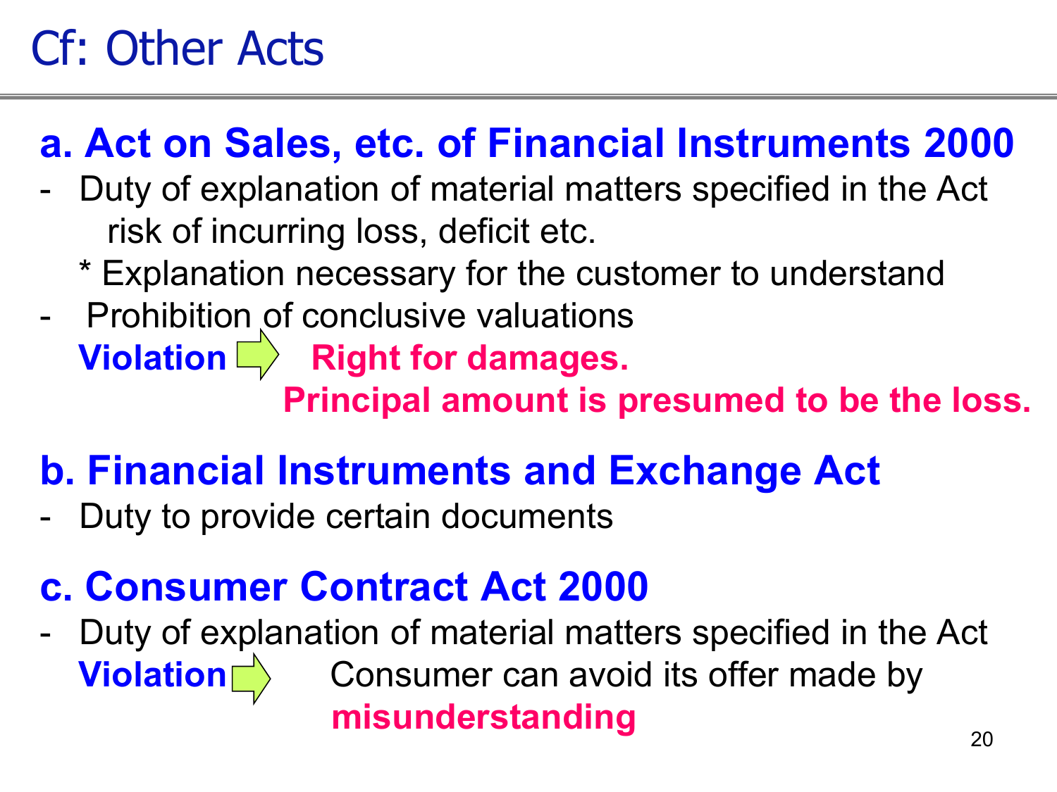# Cf: Other Acts

## a. Act on Sales, etc. of Financial Instruments 2000

- Duty of explanation of material matters specified in the Act
  risk of incurring loss, deficit etc.
  * Explanation necessary for the customer to understand
- Prohibition of conclusive valuations

**Violation** ⇨ **Right for damages.**
**Principal amount is presumed to be the loss.**

## b. Financial Instruments and Exchange Act

- Duty to provide certain documents

## c. Consumer Contract Act 2000

- Duty of explanation of material matters specified in the Act

**Violation** ⇨ Consumer can avoid its offer made by **misunderstanding**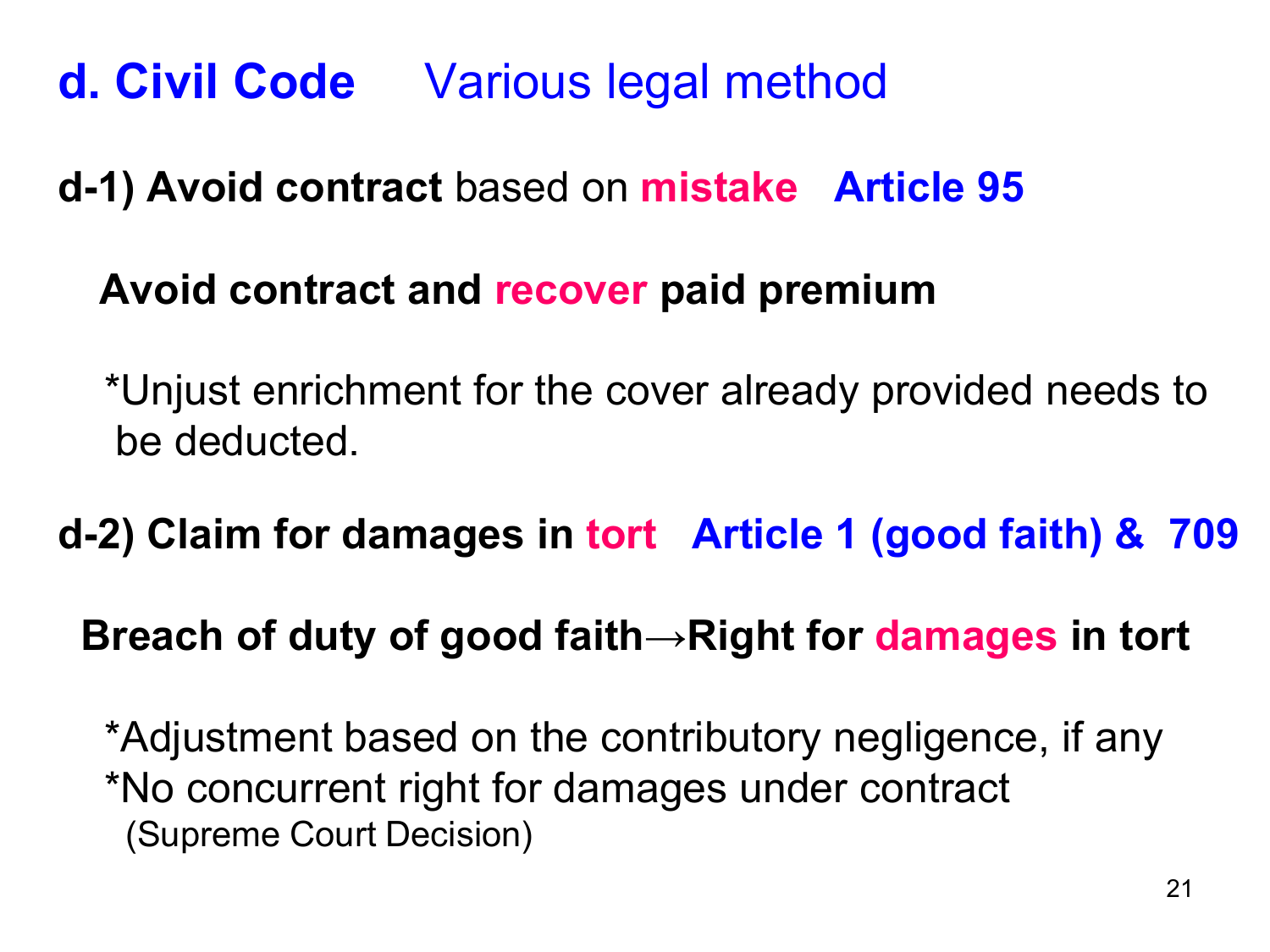# d. Civil Code　Various legal method

## d-1) Avoid contract based on mistake　Article 95

**Avoid contract and recover paid premium**

*Unjust enrichment for the cover already provided needs to be deducted.

## d-2) Claim for damages in tort　Article 1 (good faith) & 709

**Breach of duty of good faith→Right for damages in tort**

*Adjustment based on the contributory negligence, if any
*No concurrent right for damages under contract
(Supreme Court Decision)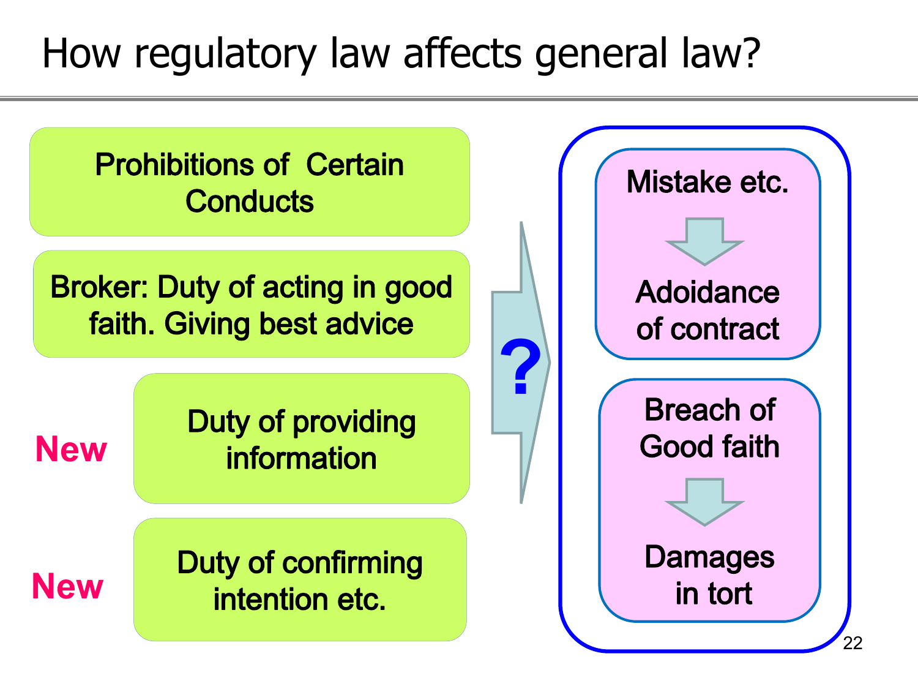# How regulatory law affects general law?

- Prohibitions of Certain Conducts
- Broker: Duty of acting in good faith. Giving best advice
- **New** Duty of providing information
- **New** Duty of confirming intention etc.

**?**

- Mistake etc. → Adoidance of contract
- Breach of Good faith → Damages in tort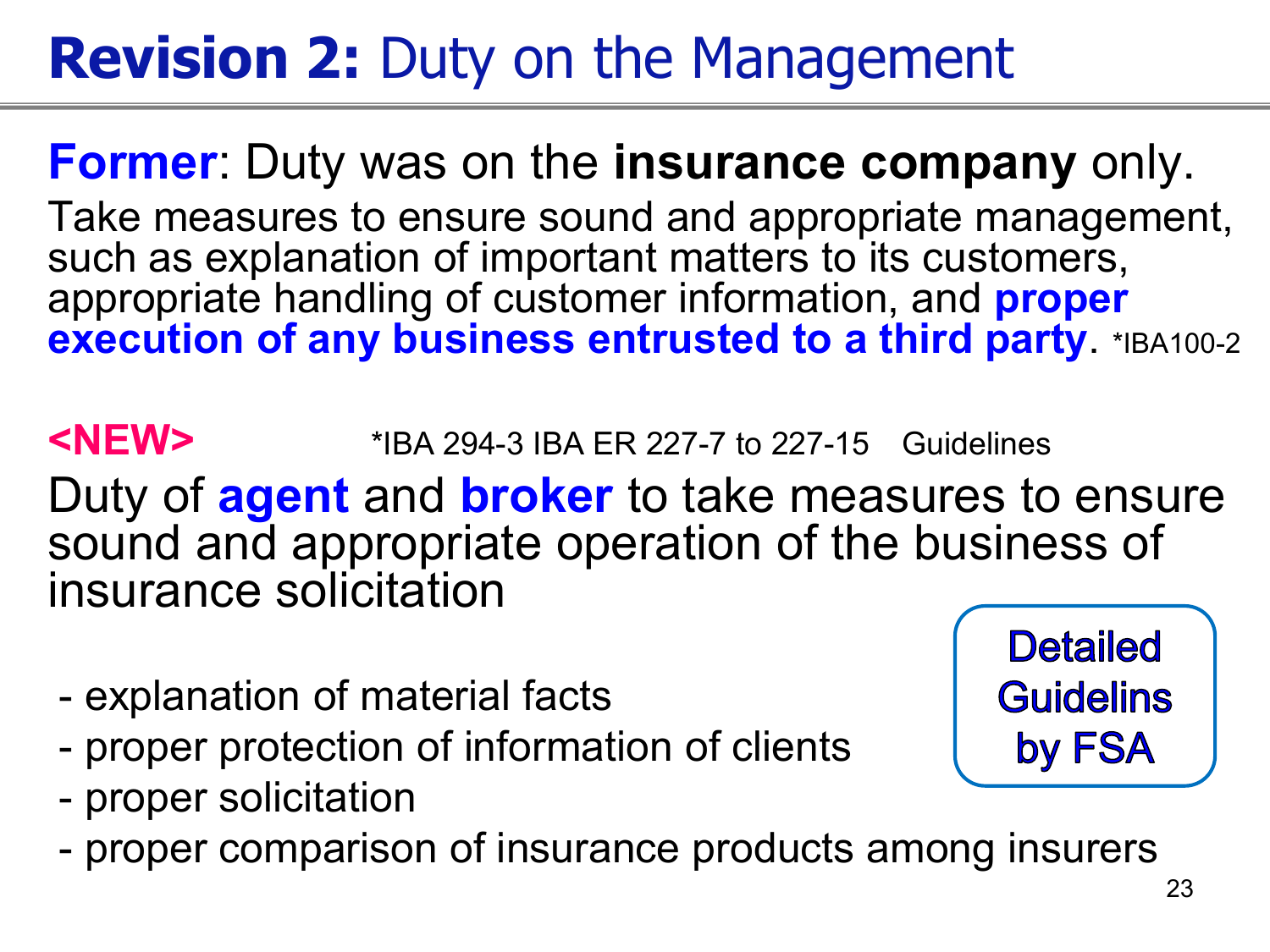# **Revision 2:** Duty on the Management

**Former**: Duty was on the **insurance company** only.

Take measures to ensure sound and appropriate management, such as explanation of important matters to its customers, appropriate handling of customer information, and **proper execution of any business entrusted to a third party**. *IBA100-2

**<NEW>** *IBA 294-3 IBA ER 227-7 to 227-15 Guidelines

Duty of **agent** and **broker** to take measures to ensure sound and appropriate operation of the business of insurance solicitation

- explanation of material facts
- proper protection of information of clients
- proper solicitation
- proper comparison of insurance products among insurers

Detailed Guidelins by FSA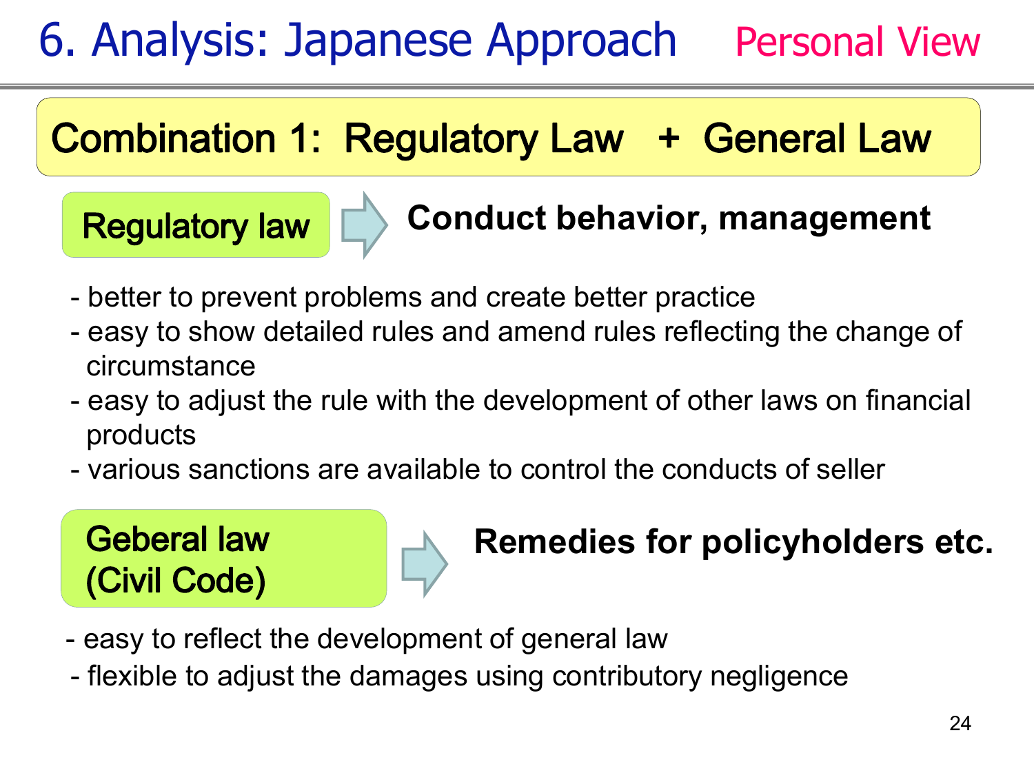# 6. Analysis: Japanese Approach

Personal View

## Combination 1: Regulatory Law + General Law

**Regulatory law** → **Conduct behavior, management**

- better to prevent problems and create better practice
- easy to show detailed rules and amend rules reflecting the change of circumstance
- easy to adjust the rule with the development of other laws on financial products
- various sanctions are available to control the conducts of seller

**Geberal law (Civil Code)** → **Remedies for policyholders etc.**

- easy to reflect the development of general law
- flexible to adjust the damages using contributory negligence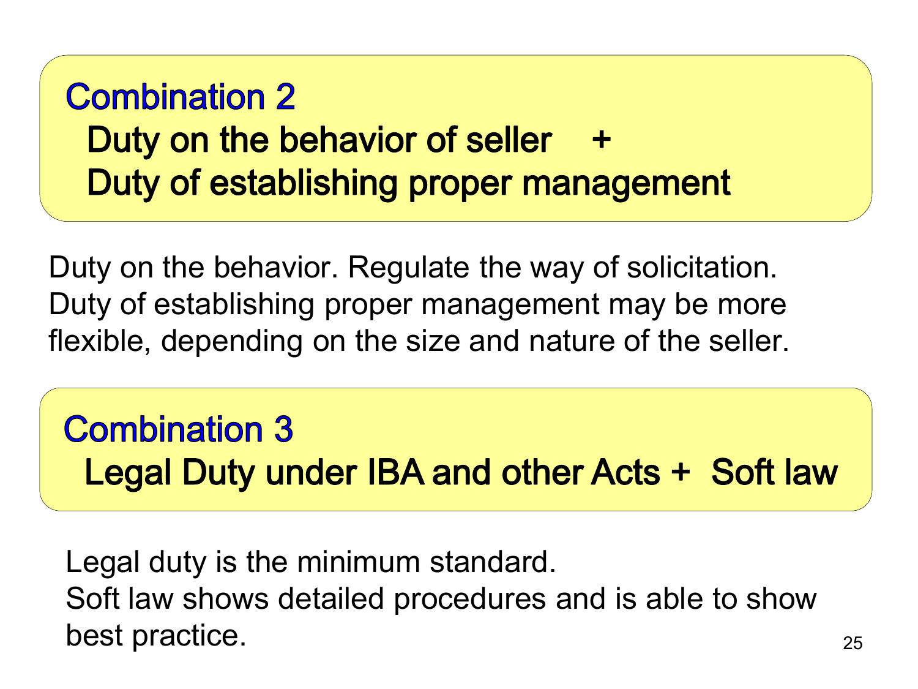## Combination 2

**Duty on the behavior of seller +**
**Duty of establishing proper management**

Duty on the behavior. Regulate the way of solicitation. Duty of establishing proper management may be more flexible, depending on the size and nature of the seller.

## Combination 3

**Legal Duty under IBA and other Acts + Soft law**

Legal duty is the minimum standard.
Soft law shows detailed procedures and is able to show best practice.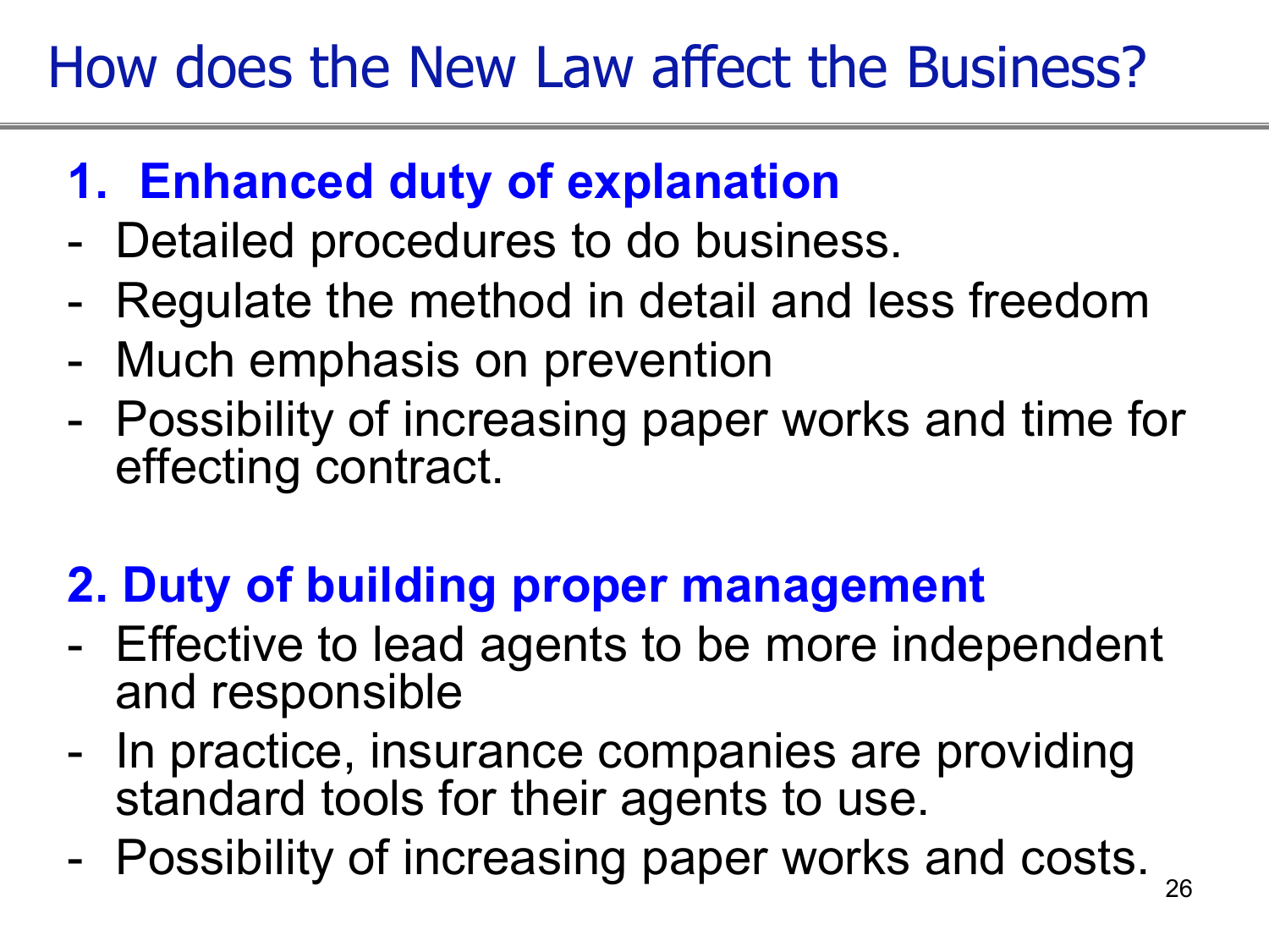# How does the New Law affect the Business?

## 1. Enhanced duty of explanation

- Detailed procedures to do business.
- Regulate the method in detail and less freedom
- Much emphasis on prevention
- Possibility of increasing paper works and time for effecting contract.

## 2. Duty of building proper management

- Effective to lead agents to be more independent and responsible
- In practice, insurance companies are providing standard tools for their agents to use.
- Possibility of increasing paper works and costs.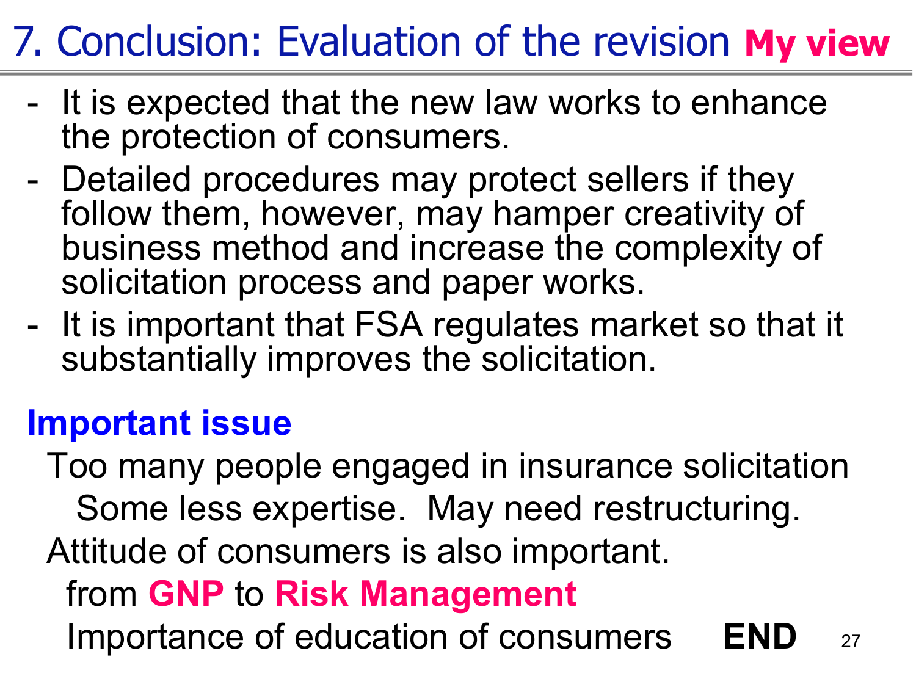# 7. Conclusion: Evaluation of the revision **My view**

- It is expected that the new law works to enhance the protection of consumers.
- Detailed procedures may protect sellers if they follow them, however, may hamper creativity of business method and increase the complexity of solicitation process and paper works.
- It is important that FSA regulates market so that it substantially improves the solicitation.

**Important issue**

Too many people engaged in insurance solicitation

Some less expertise. May need restructuring.

Attitude of consumers is also important.

from **GNP** to **Risk Management**

Importance of education of consumers **END**